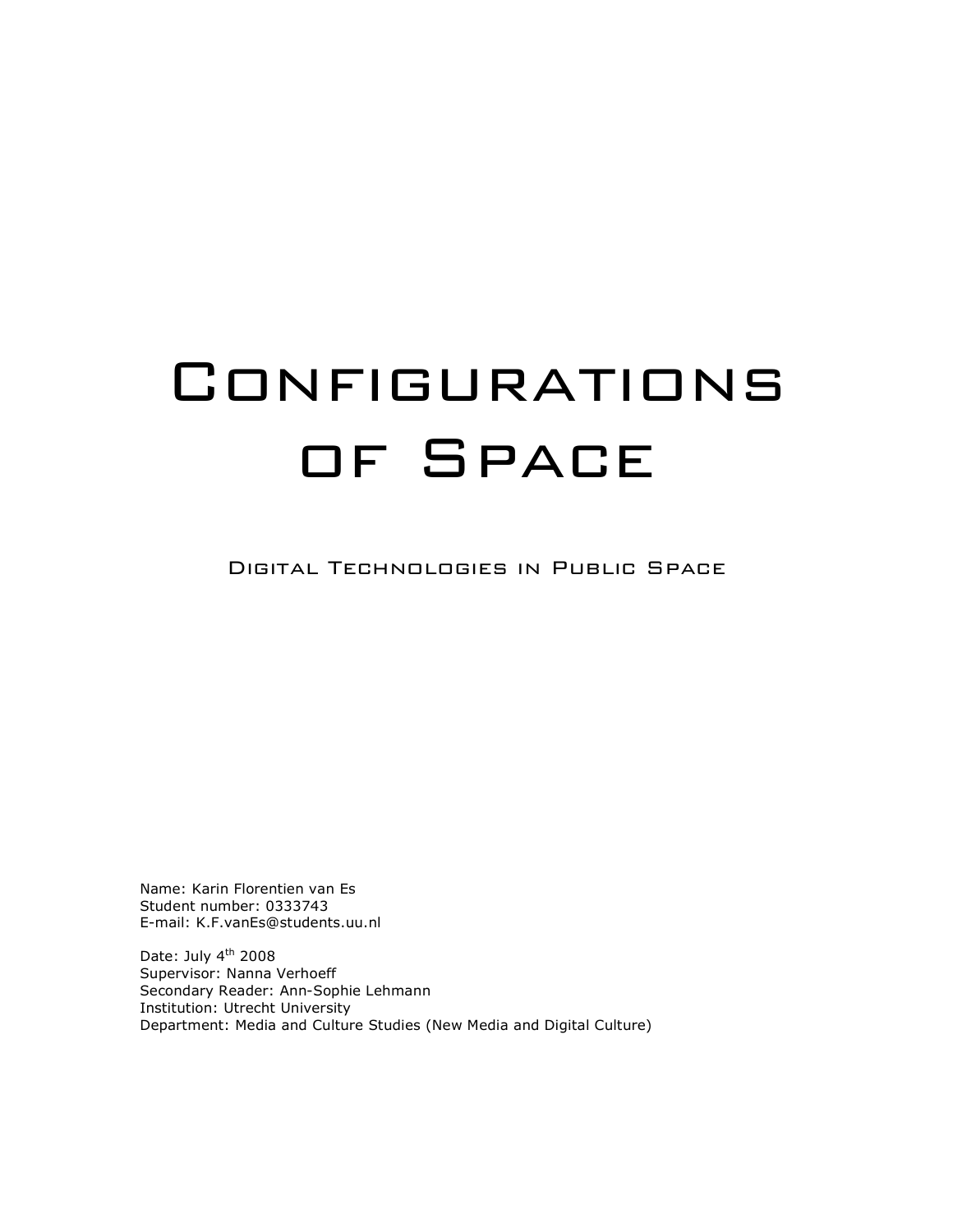# Configurations of Space

## Digital Technologies in Public Space

Name: Karin Florentien van Es
Student number: 0333743
E-mail: K.F.vanEs@students.uu.nl

Date: July 4th 2008
Supervisor: Nanna Verhoeff
Secondary Reader: Ann-Sophie Lehmann
Institution: Utrecht University
Department: Media and Culture Studies (New Media and Digital Culture)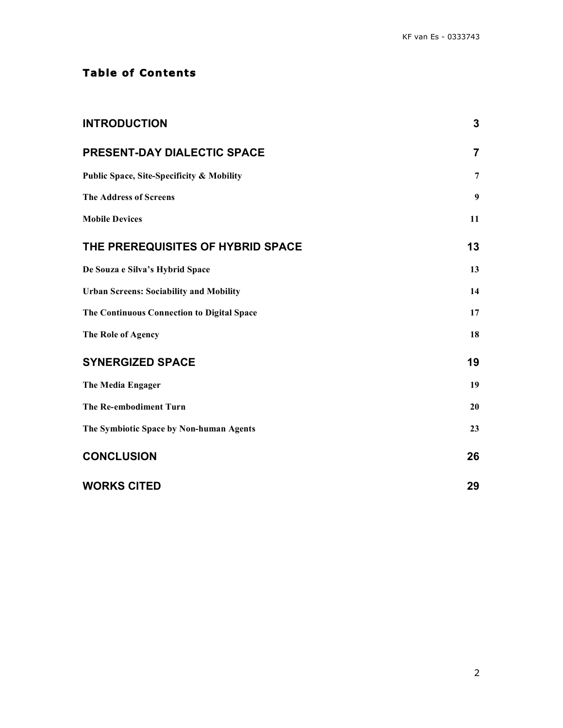## Table of Contents

| | |
|---|---|
| **INTRODUCTION** | **3** |
| **PRESENT-DAY DIALECTIC SPACE** | **7** |
| **Public Space, Site-Specificity & Mobility** | **7** |
| **The Address of Screens** | **9** |
| **Mobile Devices** | **11** |
| **THE PREREQUISITES OF HYBRID SPACE** | **13** |
| **De Souza e Silva's Hybrid Space** | **13** |
| **Urban Screens: Sociability and Mobility** | **14** |
| **The Continuous Connection to Digital Space** | **17** |
| **The Role of Agency** | **18** |
| **SYNERGIZED SPACE** | **19** |
| **The Media Engager** | **19** |
| **The Re-embodiment Turn** | **20** |
| **The Symbiotic Space by Non-human Agents** | **23** |
| **CONCLUSION** | **26** |
| **WORKS CITED** | **29** |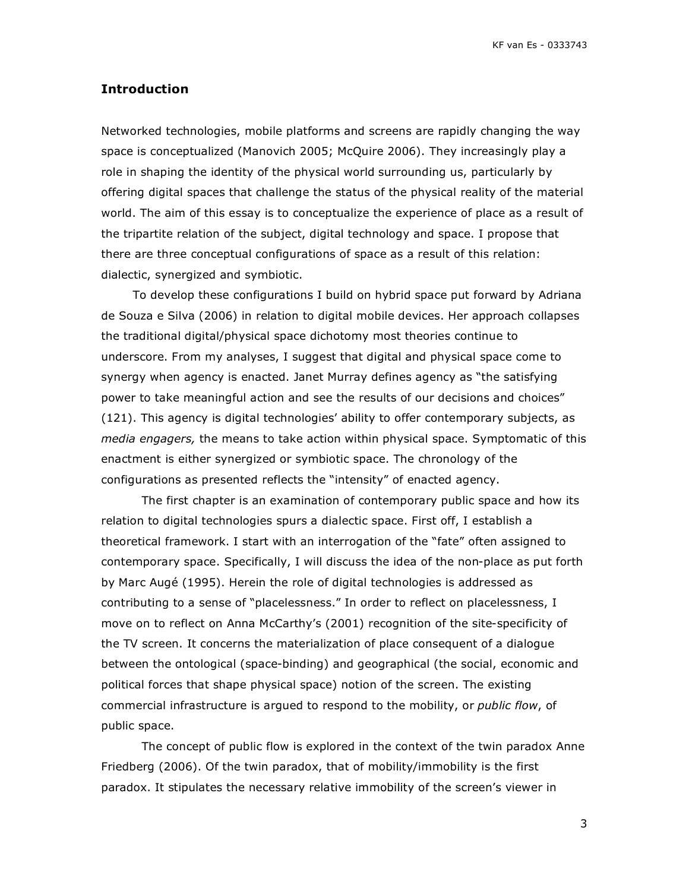## Introduction

Networked technologies, mobile platforms and screens are rapidly changing the way space is conceptualized (Manovich 2005; McQuire 2006). They increasingly play a role in shaping the identity of the physical world surrounding us, particularly by offering digital spaces that challenge the status of the physical reality of the material world. The aim of this essay is to conceptualize the experience of place as a result of the tripartite relation of the subject, digital technology and space. I propose that there are three conceptual configurations of space as a result of this relation: dialectic, synergized and symbiotic.

To develop these configurations I build on hybrid space put forward by Adriana de Souza e Silva (2006) in relation to digital mobile devices. Her approach collapses the traditional digital/physical space dichotomy most theories continue to underscore. From my analyses, I suggest that digital and physical space come to synergy when agency is enacted. Janet Murray defines agency as "the satisfying power to take meaningful action and see the results of our decisions and choices" (121). This agency is digital technologies' ability to offer contemporary subjects, as *media engagers,* the means to take action within physical space. Symptomatic of this enactment is either synergized or symbiotic space. The chronology of the configurations as presented reflects the "intensity" of enacted agency.

The first chapter is an examination of contemporary public space and how its relation to digital technologies spurs a dialectic space. First off, I establish a theoretical framework. I start with an interrogation of the "fate" often assigned to contemporary space. Specifically, I will discuss the idea of the non-place as put forth by Marc Augé (1995). Herein the role of digital technologies is addressed as contributing to a sense of "placelessness." In order to reflect on placelessness, I move on to reflect on Anna McCarthy's (2001) recognition of the site-specificity of the TV screen. It concerns the materialization of place consequent of a dialogue between the ontological (space-binding) and geographical (the social, economic and political forces that shape physical space) notion of the screen. The existing commercial infrastructure is argued to respond to the mobility, or *public flow*, of public space.

The concept of public flow is explored in the context of the twin paradox Anne Friedberg (2006). Of the twin paradox, that of mobility/immobility is the first paradox. It stipulates the necessary relative immobility of the screen's viewer in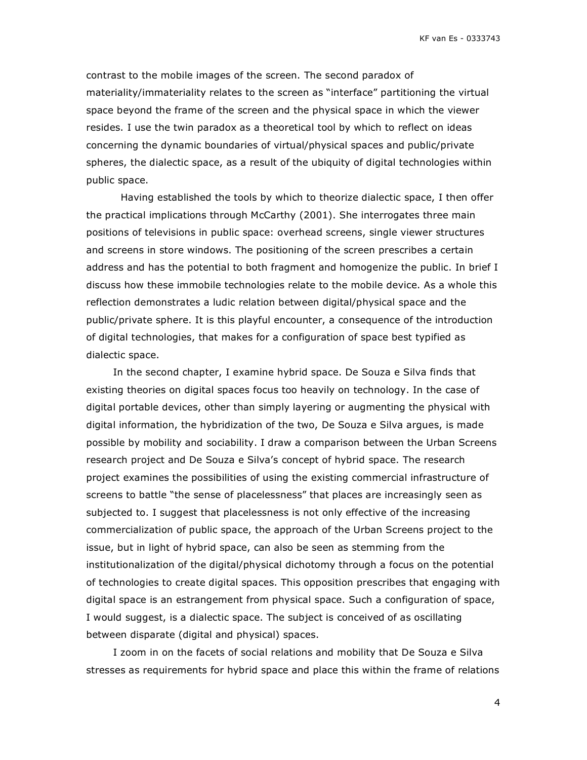contrast to the mobile images of the screen. The second paradox of materiality/immateriality relates to the screen as "interface" partitioning the virtual space beyond the frame of the screen and the physical space in which the viewer resides. I use the twin paradox as a theoretical tool by which to reflect on ideas concerning the dynamic boundaries of virtual/physical spaces and public/private spheres, the dialectic space, as a result of the ubiquity of digital technologies within public space.

Having established the tools by which to theorize dialectic space, I then offer the practical implications through McCarthy (2001). She interrogates three main positions of televisions in public space: overhead screens, single viewer structures and screens in store windows. The positioning of the screen prescribes a certain address and has the potential to both fragment and homogenize the public. In brief I discuss how these immobile technologies relate to the mobile device. As a whole this reflection demonstrates a ludic relation between digital/physical space and the public/private sphere. It is this playful encounter, a consequence of the introduction of digital technologies, that makes for a configuration of space best typified as dialectic space.

In the second chapter, I examine hybrid space. De Souza e Silva finds that existing theories on digital spaces focus too heavily on technology. In the case of digital portable devices, other than simply layering or augmenting the physical with digital information, the hybridization of the two, De Souza e Silva argues, is made possible by mobility and sociability. I draw a comparison between the Urban Screens research project and De Souza e Silva's concept of hybrid space. The research project examines the possibilities of using the existing commercial infrastructure of screens to battle "the sense of placelessness" that places are increasingly seen as subjected to. I suggest that placelessness is not only effective of the increasing commercialization of public space, the approach of the Urban Screens project to the issue, but in light of hybrid space, can also be seen as stemming from the institutionalization of the digital/physical dichotomy through a focus on the potential of technologies to create digital spaces. This opposition prescribes that engaging with digital space is an estrangement from physical space. Such a configuration of space, I would suggest, is a dialectic space. The subject is conceived of as oscillating between disparate (digital and physical) spaces.

I zoom in on the facets of social relations and mobility that De Souza e Silva stresses as requirements for hybrid space and place this within the frame of relations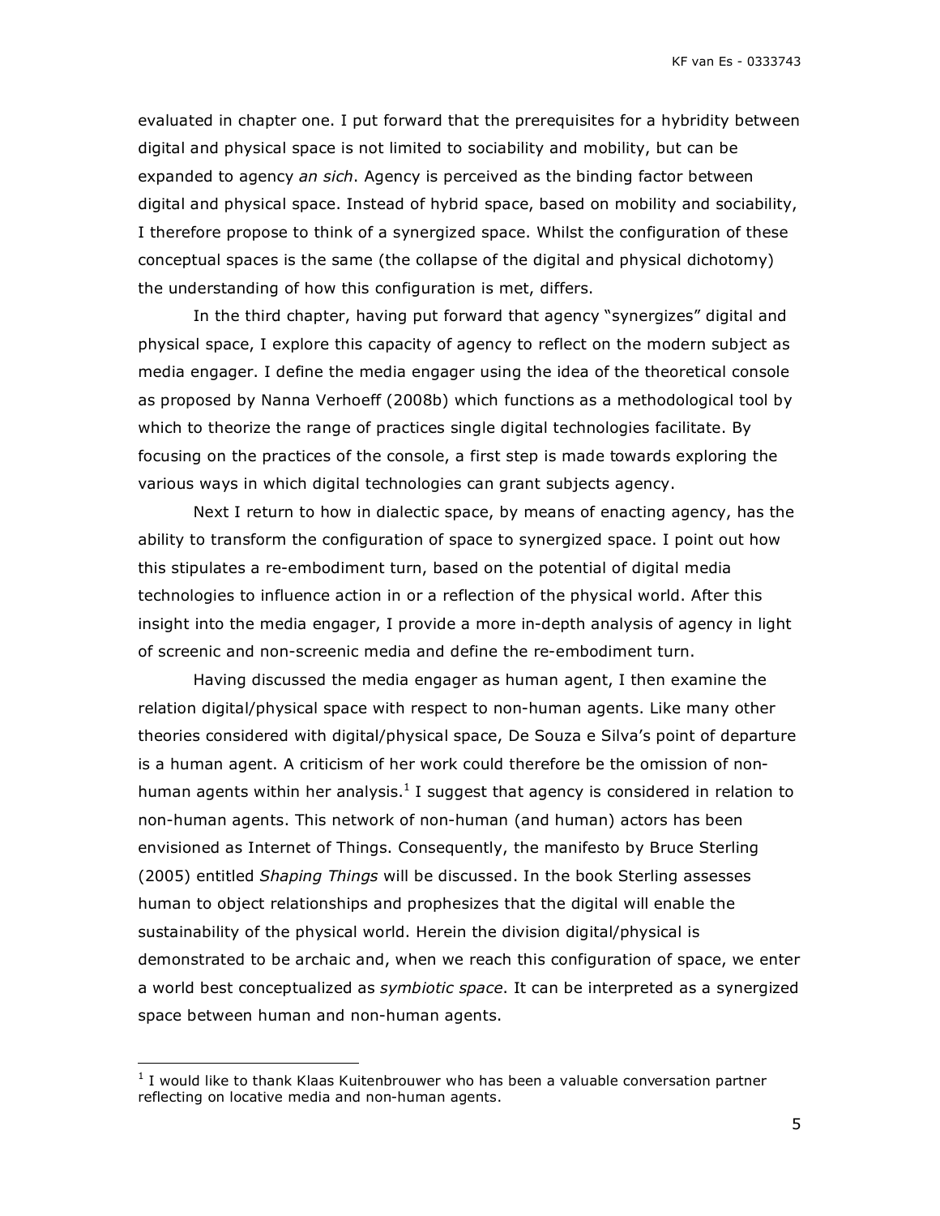evaluated in chapter one. I put forward that the prerequisites for a hybridity between digital and physical space is not limited to sociability and mobility, but can be expanded to agency *an sich*. Agency is perceived as the binding factor between digital and physical space. Instead of hybrid space, based on mobility and sociability, I therefore propose to think of a synergized space. Whilst the configuration of these conceptual spaces is the same (the collapse of the digital and physical dichotomy) the understanding of how this configuration is met, differs.

In the third chapter, having put forward that agency "synergizes" digital and physical space, I explore this capacity of agency to reflect on the modern subject as media engager. I define the media engager using the idea of the theoretical console as proposed by Nanna Verhoeff (2008b) which functions as a methodological tool by which to theorize the range of practices single digital technologies facilitate. By focusing on the practices of the console, a first step is made towards exploring the various ways in which digital technologies can grant subjects agency.

Next I return to how in dialectic space, by means of enacting agency, has the ability to transform the configuration of space to synergized space. I point out how this stipulates a re-embodiment turn, based on the potential of digital media technologies to influence action in or a reflection of the physical world. After this insight into the media engager, I provide a more in-depth analysis of agency in light of screenic and non-screenic media and define the re-embodiment turn.

Having discussed the media engager as human agent, I then examine the relation digital/physical space with respect to non-human agents. Like many other theories considered with digital/physical space, De Souza e Silva's point of departure is a human agent. A criticism of her work could therefore be the omission of non-human agents within her analysis.[1] I suggest that agency is considered in relation to non-human agents. This network of non-human (and human) actors has been envisioned as Internet of Things. Consequently, the manifesto by Bruce Sterling (2005) entitled *Shaping Things* will be discussed. In the book Sterling assesses human to object relationships and prophesizes that the digital will enable the sustainability of the physical world. Herein the division digital/physical is demonstrated to be archaic and, when we reach this configuration of space, we enter a world best conceptualized as *symbiotic space*. It can be interpreted as a synergized space between human and non-human agents.

---

[1] I would like to thank Klaas Kuitenbrouwer who has been a valuable conversation partner reflecting on locative media and non-human agents.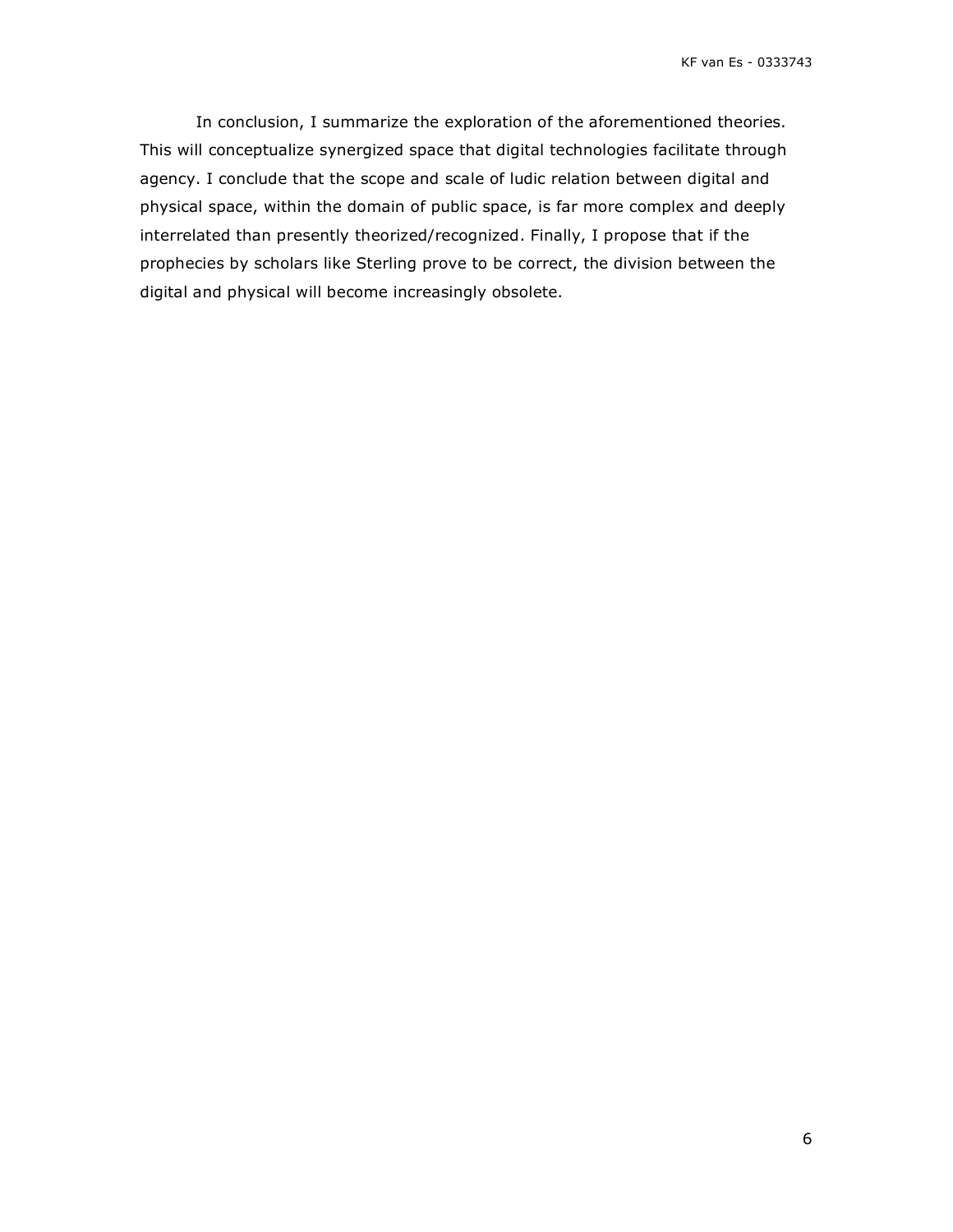In conclusion, I summarize the exploration of the aforementioned theories. This will conceptualize synergized space that digital technologies facilitate through agency. I conclude that the scope and scale of ludic relation between digital and physical space, within the domain of public space, is far more complex and deeply interrelated than presently theorized/recognized. Finally, I propose that if the prophecies by scholars like Sterling prove to be correct, the division between the digital and physical will become increasingly obsolete.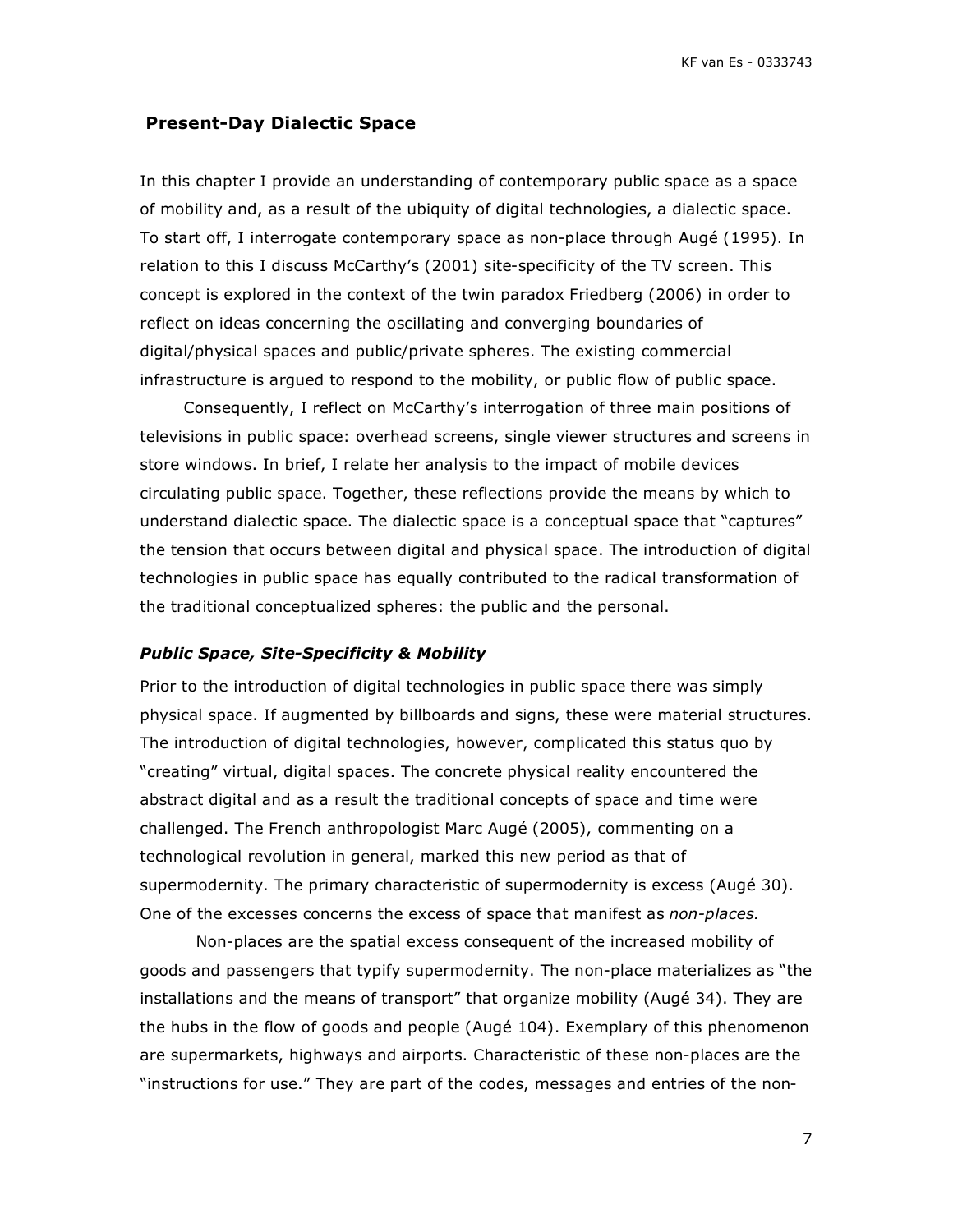## Present-Day Dialectic Space

In this chapter I provide an understanding of contemporary public space as a space of mobility and, as a result of the ubiquity of digital technologies, a dialectic space. To start off, I interrogate contemporary space as non-place through Augé (1995). In relation to this I discuss McCarthy's (2001) site-specificity of the TV screen. This concept is explored in the context of the twin paradox Friedberg (2006) in order to reflect on ideas concerning the oscillating and converging boundaries of digital/physical spaces and public/private spheres. The existing commercial infrastructure is argued to respond to the mobility, or public flow of public space.

Consequently, I reflect on McCarthy's interrogation of three main positions of televisions in public space: overhead screens, single viewer structures and screens in store windows. In brief, I relate her analysis to the impact of mobile devices circulating public space. Together, these reflections provide the means by which to understand dialectic space. The dialectic space is a conceptual space that "captures" the tension that occurs between digital and physical space. The introduction of digital technologies in public space has equally contributed to the radical transformation of the traditional conceptualized spheres: the public and the personal.

### *Public Space, Site-Specificity & Mobility*

Prior to the introduction of digital technologies in public space there was simply physical space. If augmented by billboards and signs, these were material structures. The introduction of digital technologies, however, complicated this status quo by "creating" virtual, digital spaces. The concrete physical reality encountered the abstract digital and as a result the traditional concepts of space and time were challenged. The French anthropologist Marc Augé (2005), commenting on a technological revolution in general, marked this new period as that of supermodernity. The primary characteristic of supermodernity is excess (Augé 30). One of the excesses concerns the excess of space that manifest as *non-places.*

Non-places are the spatial excess consequent of the increased mobility of goods and passengers that typify supermodernity. The non-place materializes as "the installations and the means of transport" that organize mobility (Augé 34). They are the hubs in the flow of goods and people (Augé 104). Exemplary of this phenomenon are supermarkets, highways and airports. Characteristic of these non-places are the "instructions for use." They are part of the codes, messages and entries of the non-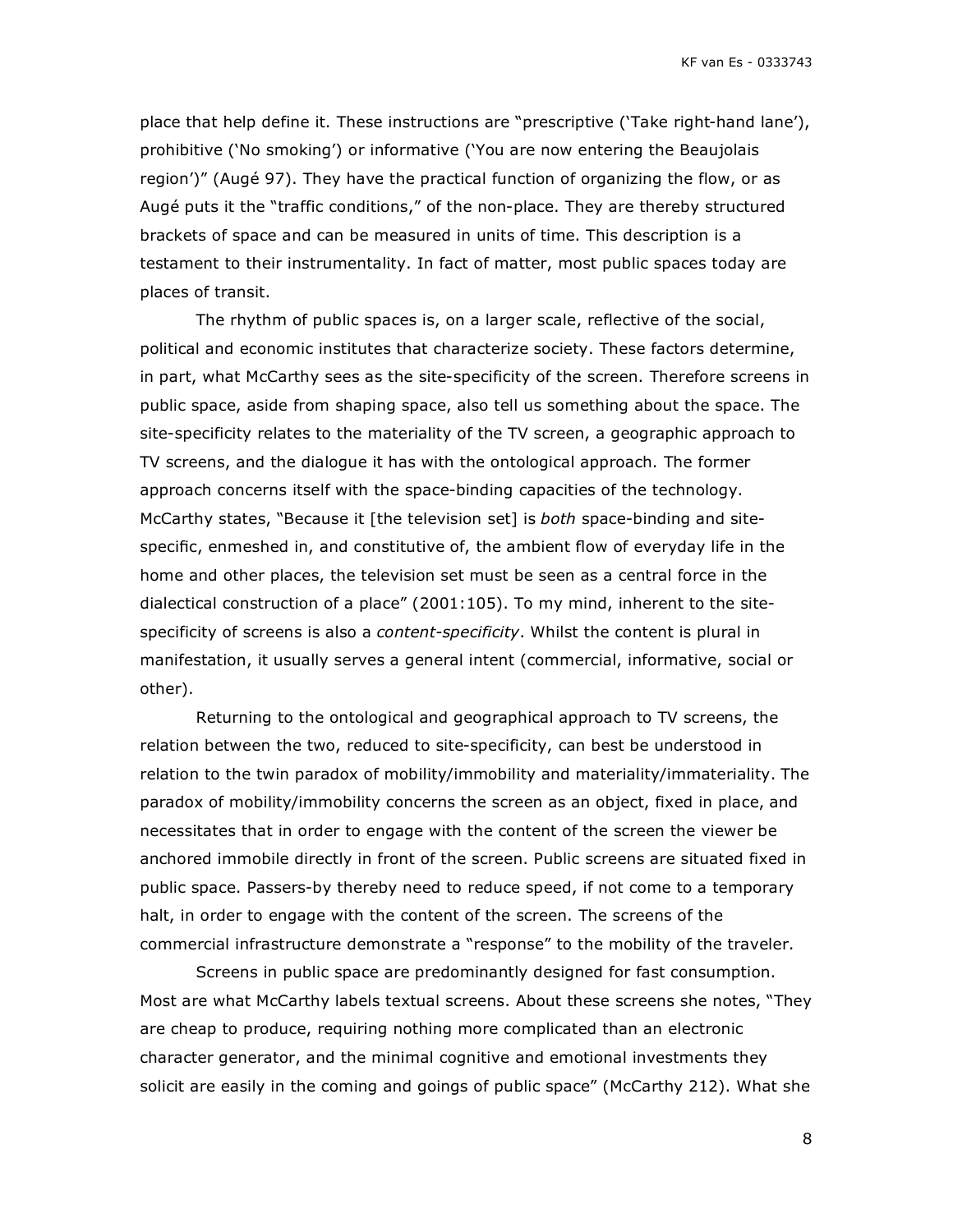place that help define it. These instructions are "prescriptive ('Take right-hand lane'), prohibitive ('No smoking') or informative ('You are now entering the Beaujolais region')" (Augé 97). They have the practical function of organizing the flow, or as Augé puts it the "traffic conditions," of the non-place. They are thereby structured brackets of space and can be measured in units of time. This description is a testament to their instrumentality. In fact of matter, most public spaces today are places of transit.

The rhythm of public spaces is, on a larger scale, reflective of the social, political and economic institutes that characterize society. These factors determine, in part, what McCarthy sees as the site-specificity of the screen. Therefore screens in public space, aside from shaping space, also tell us something about the space. The site-specificity relates to the materiality of the TV screen, a geographic approach to TV screens, and the dialogue it has with the ontological approach. The former approach concerns itself with the space-binding capacities of the technology. McCarthy states, "Because it [the television set] is *both* space-binding and site-specific, enmeshed in, and constitutive of, the ambient flow of everyday life in the home and other places, the television set must be seen as a central force in the dialectical construction of a place" (2001:105). To my mind, inherent to the site-specificity of screens is also a *content-specificity*. Whilst the content is plural in manifestation, it usually serves a general intent (commercial, informative, social or other).

Returning to the ontological and geographical approach to TV screens, the relation between the two, reduced to site-specificity, can best be understood in relation to the twin paradox of mobility/immobility and materiality/immateriality. The paradox of mobility/immobility concerns the screen as an object, fixed in place, and necessitates that in order to engage with the content of the screen the viewer be anchored immobile directly in front of the screen. Public screens are situated fixed in public space. Passers-by thereby need to reduce speed, if not come to a temporary halt, in order to engage with the content of the screen. The screens of the commercial infrastructure demonstrate a "response" to the mobility of the traveler.

Screens in public space are predominantly designed for fast consumption. Most are what McCarthy labels textual screens. About these screens she notes, "They are cheap to produce, requiring nothing more complicated than an electronic character generator, and the minimal cognitive and emotional investments they solicit are easily in the coming and goings of public space" (McCarthy 212). What she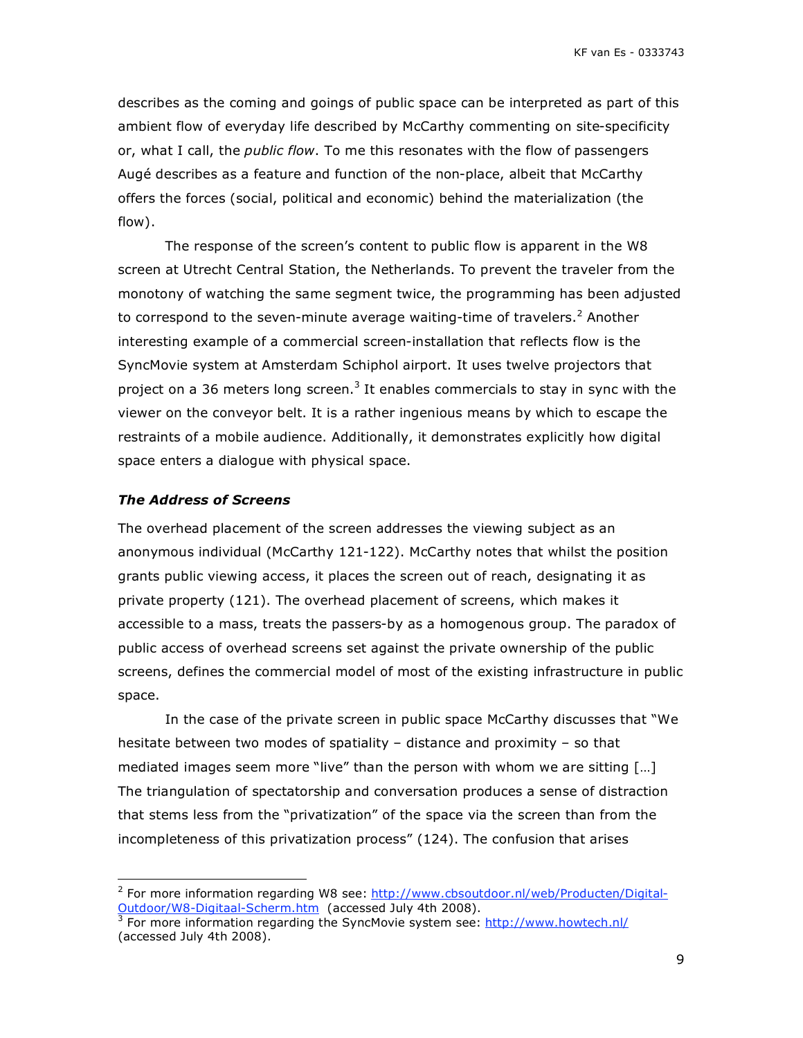describes as the coming and goings of public space can be interpreted as part of this ambient flow of everyday life described by McCarthy commenting on site-specificity or, what I call, the *public flow*. To me this resonates with the flow of passengers Augé describes as a feature and function of the non-place, albeit that McCarthy offers the forces (social, political and economic) behind the materialization (the flow).

The response of the screen's content to public flow is apparent in the W8 screen at Utrecht Central Station, the Netherlands. To prevent the traveler from the monotony of watching the same segment twice, the programming has been adjusted to correspond to the seven-minute average waiting-time of travelers.[2] Another interesting example of a commercial screen-installation that reflects flow is the SyncMovie system at Amsterdam Schiphol airport. It uses twelve projectors that project on a 36 meters long screen.[3] It enables commercials to stay in sync with the viewer on the conveyor belt. It is a rather ingenious means by which to escape the restraints of a mobile audience. Additionally, it demonstrates explicitly how digital space enters a dialogue with physical space.

### *The Address of Screens*

The overhead placement of the screen addresses the viewing subject as an anonymous individual (McCarthy 121-122). McCarthy notes that whilst the position grants public viewing access, it places the screen out of reach, designating it as private property (121). The overhead placement of screens, which makes it accessible to a mass, treats the passers-by as a homogenous group. The paradox of public access of overhead screens set against the private ownership of the public screens, defines the commercial model of most of the existing infrastructure in public space.

In the case of the private screen in public space McCarthy discusses that "We hesitate between two modes of spatiality – distance and proximity – so that mediated images seem more "live" than the person with whom we are sitting […] The triangulation of spectatorship and conversation produces a sense of distraction that stems less from the "privatization" of the space via the screen than from the incompleteness of this privatization process" (124). The confusion that arises

---

[2] For more information regarding W8 see: http://www.cbsoutdoor.nl/web/Producten/Digital-Outdoor/W8-Digitaal-Scherm.htm (accessed July 4th 2008).

[3] For more information regarding the SyncMovie system see: http://www.howtech.nl/ (accessed July 4th 2008).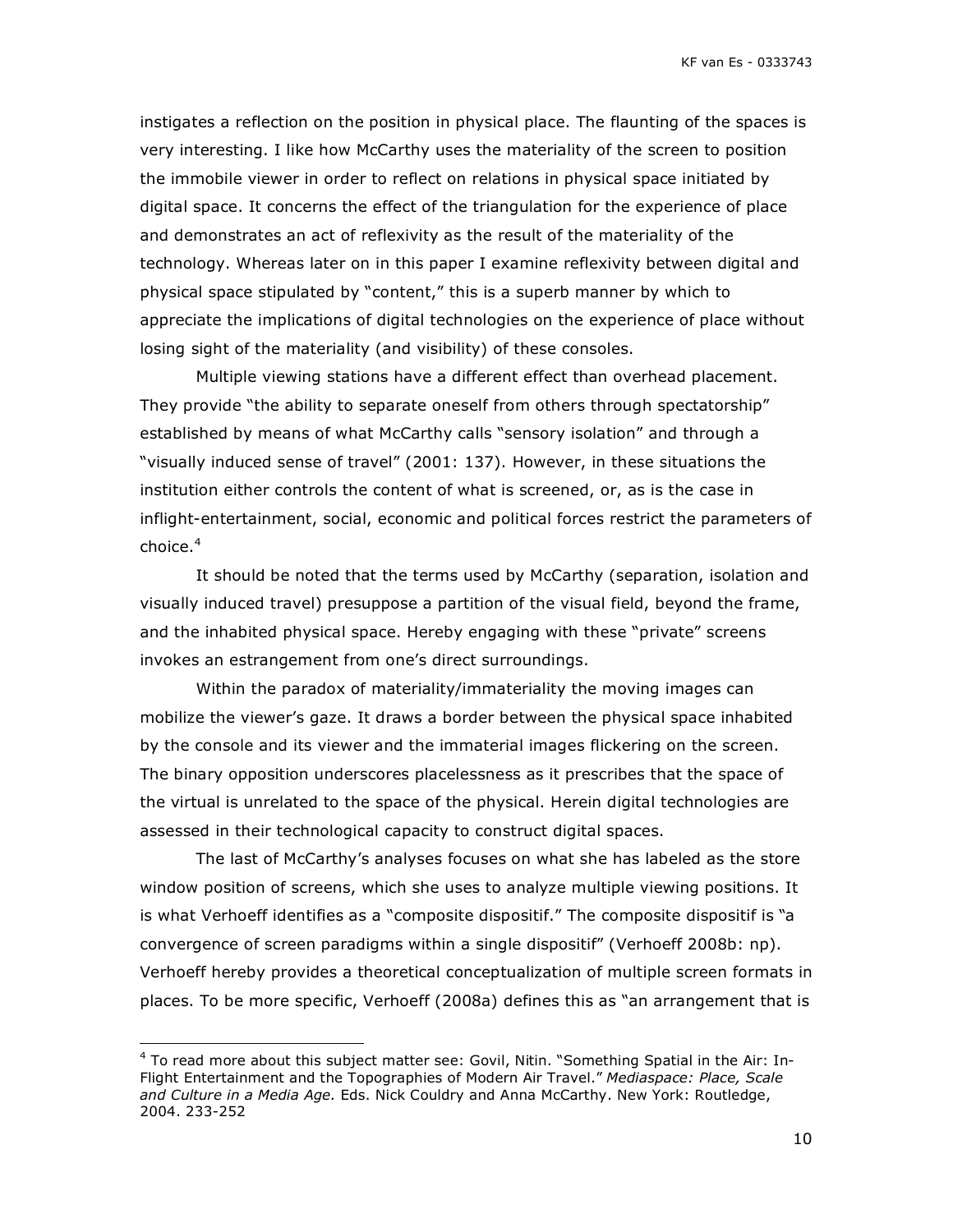instigates a reflection on the position in physical place. The flaunting of the spaces is very interesting. I like how McCarthy uses the materiality of the screen to position the immobile viewer in order to reflect on relations in physical space initiated by digital space. It concerns the effect of the triangulation for the experience of place and demonstrates an act of reflexivity as the result of the materiality of the technology. Whereas later on in this paper I examine reflexivity between digital and physical space stipulated by "content," this is a superb manner by which to appreciate the implications of digital technologies on the experience of place without losing sight of the materiality (and visibility) of these consoles.

Multiple viewing stations have a different effect than overhead placement. They provide "the ability to separate oneself from others through spectatorship" established by means of what McCarthy calls "sensory isolation" and through a "visually induced sense of travel" (2001: 137). However, in these situations the institution either controls the content of what is screened, or, as is the case in inflight-entertainment, social, economic and political forces restrict the parameters of choice.[4]

It should be noted that the terms used by McCarthy (separation, isolation and visually induced travel) presuppose a partition of the visual field, beyond the frame, and the inhabited physical space. Hereby engaging with these "private" screens invokes an estrangement from one's direct surroundings.

Within the paradox of materiality/immateriality the moving images can mobilize the viewer's gaze. It draws a border between the physical space inhabited by the console and its viewer and the immaterial images flickering on the screen. The binary opposition underscores placelessness as it prescribes that the space of the virtual is unrelated to the space of the physical. Herein digital technologies are assessed in their technological capacity to construct digital spaces.

The last of McCarthy's analyses focuses on what she has labeled as the store window position of screens, which she uses to analyze multiple viewing positions. It is what Verhoeff identifies as a "composite dispositif." The composite dispositif is "a convergence of screen paradigms within a single dispositif" (Verhoeff 2008b: np). Verhoeff hereby provides a theoretical conceptualization of multiple screen formats in places. To be more specific, Verhoeff (2008a) defines this as "an arrangement that is

---

[4] To read more about this subject matter see: Govil, Nitin. "Something Spatial in the Air: In-Flight Entertainment and the Topographies of Modern Air Travel." *Mediaspace: Place, Scale and Culture in a Media Age.* Eds. Nick Couldry and Anna McCarthy. New York: Routledge, 2004. 233-252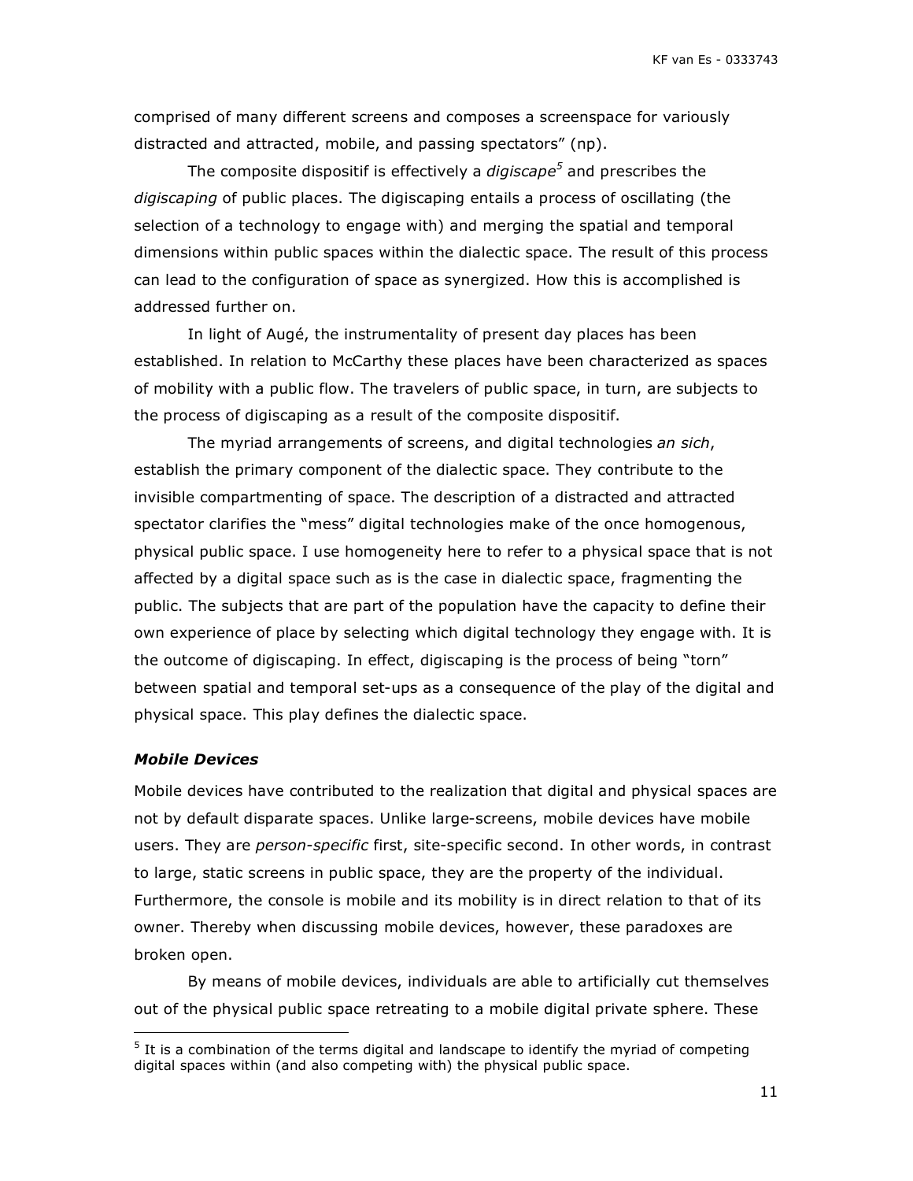comprised of many different screens and composes a screenspace for variously distracted and attracted, mobile, and passing spectators" (np).

The composite dispositif is effectively a *digiscape*[5] and prescribes the *digiscaping* of public places. The digiscaping entails a process of oscillating (the selection of a technology to engage with) and merging the spatial and temporal dimensions within public spaces within the dialectic space. The result of this process can lead to the configuration of space as synergized. How this is accomplished is addressed further on.

In light of Augé, the instrumentality of present day places has been established. In relation to McCarthy these places have been characterized as spaces of mobility with a public flow. The travelers of public space, in turn, are subjects to the process of digiscaping as a result of the composite dispositif.

The myriad arrangements of screens, and digital technologies *an sich*, establish the primary component of the dialectic space. They contribute to the invisible compartmenting of space. The description of a distracted and attracted spectator clarifies the "mess" digital technologies make of the once homogenous, physical public space. I use homogeneity here to refer to a physical space that is not affected by a digital space such as is the case in dialectic space, fragmenting the public. The subjects that are part of the population have the capacity to define their own experience of place by selecting which digital technology they engage with. It is the outcome of digiscaping. In effect, digiscaping is the process of being "torn" between spatial and temporal set-ups as a consequence of the play of the digital and physical space. This play defines the dialectic space.

### *Mobile Devices*

Mobile devices have contributed to the realization that digital and physical spaces are not by default disparate spaces. Unlike large-screens, mobile devices have mobile users. They are *person-specific* first, site-specific second. In other words, in contrast to large, static screens in public space, they are the property of the individual. Furthermore, the console is mobile and its mobility is in direct relation to that of its owner. Thereby when discussing mobile devices, however, these paradoxes are broken open.

By means of mobile devices, individuals are able to artificially cut themselves out of the physical public space retreating to a mobile digital private sphere. These

[5] It is a combination of the terms digital and landscape to identify the myriad of competing digital spaces within (and also competing with) the physical public space.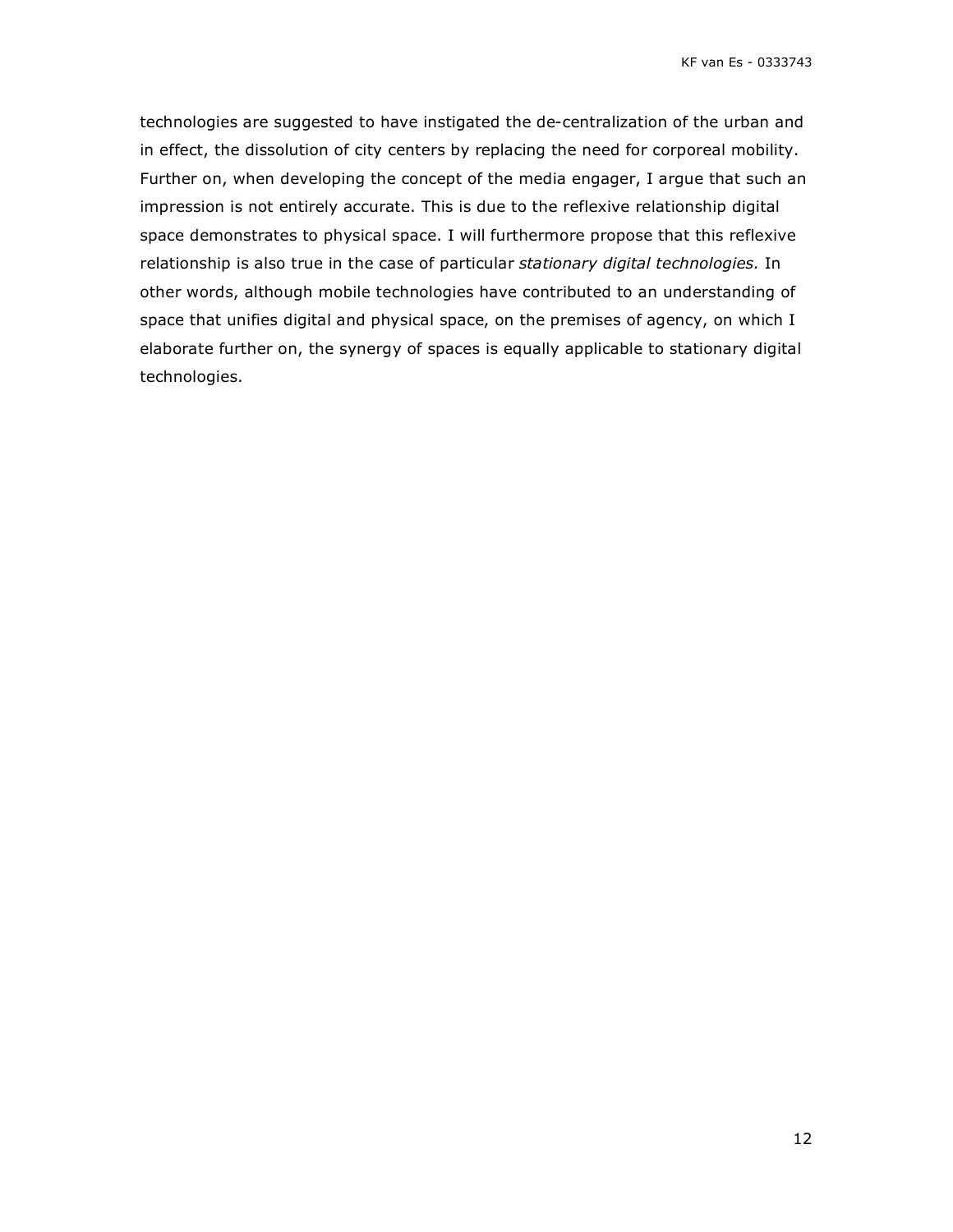technologies are suggested to have instigated the de-centralization of the urban and in effect, the dissolution of city centers by replacing the need for corporeal mobility. Further on, when developing the concept of the media engager, I argue that such an impression is not entirely accurate. This is due to the reflexive relationship digital space demonstrates to physical space. I will furthermore propose that this reflexive relationship is also true in the case of particular *stationary digital technologies.* In other words, although mobile technologies have contributed to an understanding of space that unifies digital and physical space, on the premises of agency, on which I elaborate further on, the synergy of spaces is equally applicable to stationary digital technologies.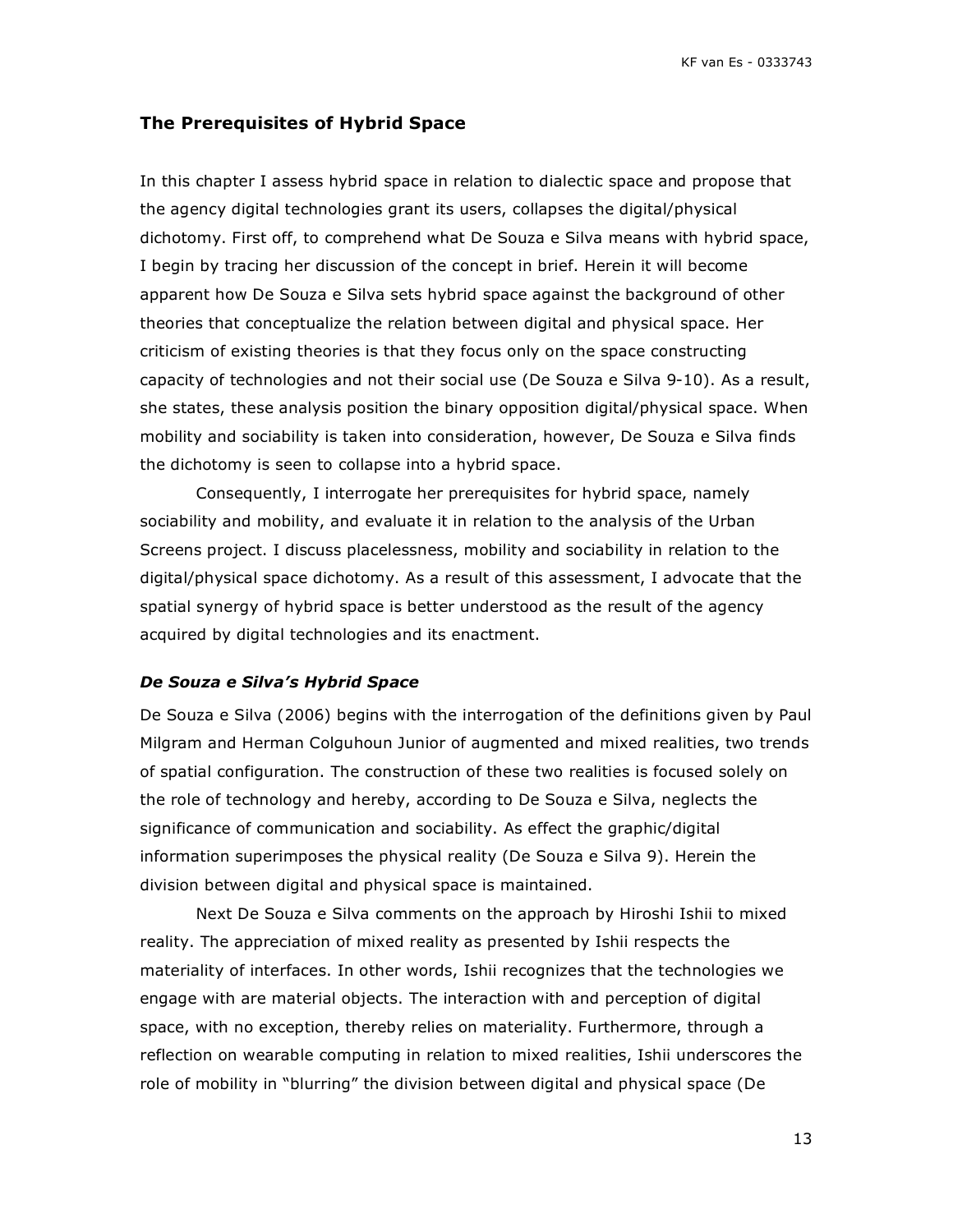## The Prerequisites of Hybrid Space

In this chapter I assess hybrid space in relation to dialectic space and propose that the agency digital technologies grant its users, collapses the digital/physical dichotomy. First off, to comprehend what De Souza e Silva means with hybrid space, I begin by tracing her discussion of the concept in brief. Herein it will become apparent how De Souza e Silva sets hybrid space against the background of other theories that conceptualize the relation between digital and physical space. Her criticism of existing theories is that they focus only on the space constructing capacity of technologies and not their social use (De Souza e Silva 9-10). As a result, she states, these analysis position the binary opposition digital/physical space. When mobility and sociability is taken into consideration, however, De Souza e Silva finds the dichotomy is seen to collapse into a hybrid space.

Consequently, I interrogate her prerequisites for hybrid space, namely sociability and mobility, and evaluate it in relation to the analysis of the Urban Screens project. I discuss placelessness, mobility and sociability in relation to the digital/physical space dichotomy. As a result of this assessment, I advocate that the spatial synergy of hybrid space is better understood as the result of the agency acquired by digital technologies and its enactment.

### *De Souza e Silva's Hybrid Space*

De Souza e Silva (2006) begins with the interrogation of the definitions given by Paul Milgram and Herman Colguhoun Junior of augmented and mixed realities, two trends of spatial configuration. The construction of these two realities is focused solely on the role of technology and hereby, according to De Souza e Silva, neglects the significance of communication and sociability. As effect the graphic/digital information superimposes the physical reality (De Souza e Silva 9). Herein the division between digital and physical space is maintained.

Next De Souza e Silva comments on the approach by Hiroshi Ishii to mixed reality. The appreciation of mixed reality as presented by Ishii respects the materiality of interfaces. In other words, Ishii recognizes that the technologies we engage with are material objects. The interaction with and perception of digital space, with no exception, thereby relies on materiality. Furthermore, through a reflection on wearable computing in relation to mixed realities, Ishii underscores the role of mobility in "blurring" the division between digital and physical space (De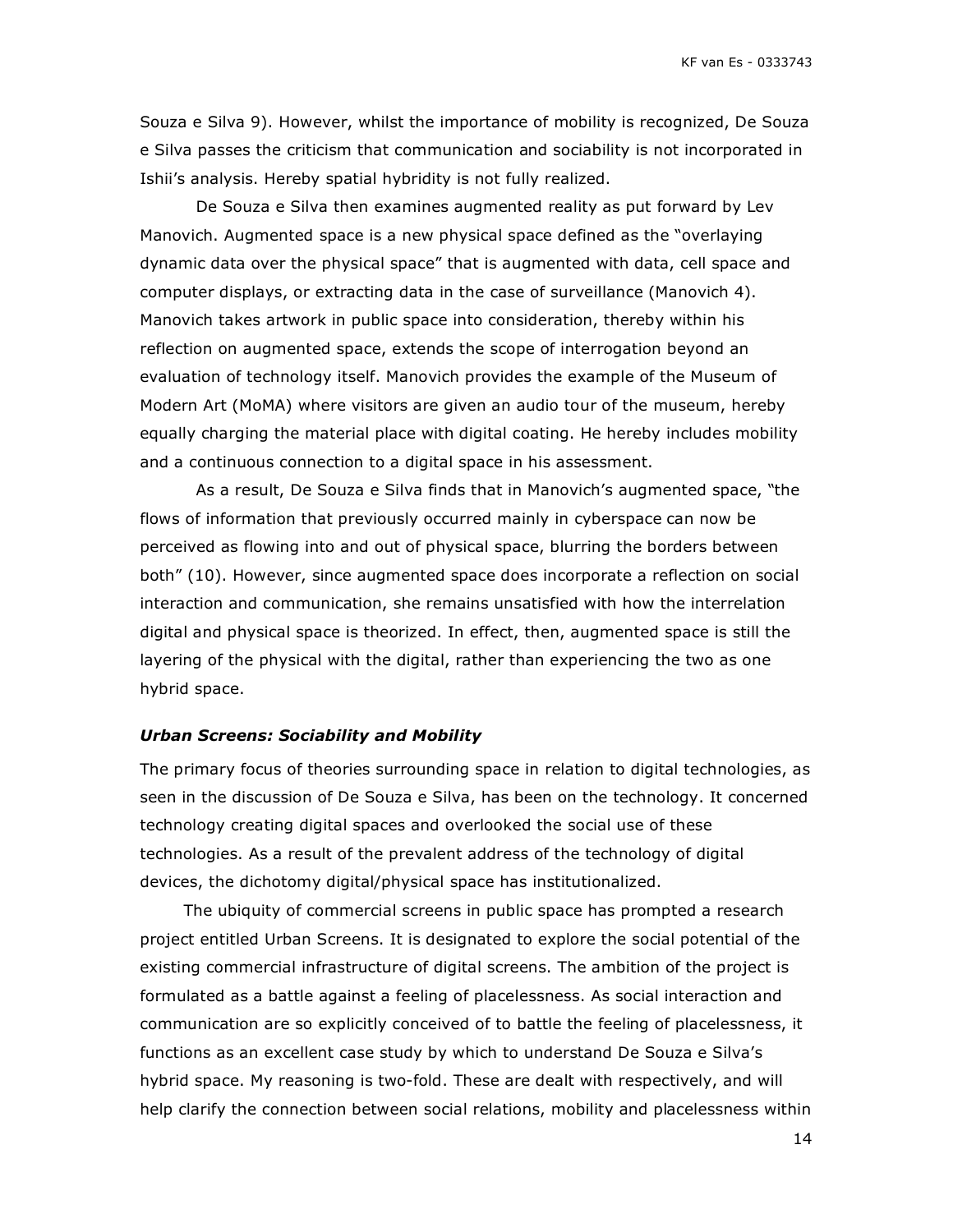Souza e Silva 9). However, whilst the importance of mobility is recognized, De Souza e Silva passes the criticism that communication and sociability is not incorporated in Ishii's analysis. Hereby spatial hybridity is not fully realized.

De Souza e Silva then examines augmented reality as put forward by Lev Manovich. Augmented space is a new physical space defined as the "overlaying dynamic data over the physical space" that is augmented with data, cell space and computer displays, or extracting data in the case of surveillance (Manovich 4). Manovich takes artwork in public space into consideration, thereby within his reflection on augmented space, extends the scope of interrogation beyond an evaluation of technology itself. Manovich provides the example of the Museum of Modern Art (MoMA) where visitors are given an audio tour of the museum, hereby equally charging the material place with digital coating. He hereby includes mobility and a continuous connection to a digital space in his assessment.

As a result, De Souza e Silva finds that in Manovich's augmented space, "the flows of information that previously occurred mainly in cyberspace can now be perceived as flowing into and out of physical space, blurring the borders between both" (10). However, since augmented space does incorporate a reflection on social interaction and communication, she remains unsatisfied with how the interrelation digital and physical space is theorized. In effect, then, augmented space is still the layering of the physical with the digital, rather than experiencing the two as one hybrid space.

### *Urban Screens: Sociability and Mobility*

The primary focus of theories surrounding space in relation to digital technologies, as seen in the discussion of De Souza e Silva, has been on the technology. It concerned technology creating digital spaces and overlooked the social use of these technologies. As a result of the prevalent address of the technology of digital devices, the dichotomy digital/physical space has institutionalized.

The ubiquity of commercial screens in public space has prompted a research project entitled Urban Screens. It is designated to explore the social potential of the existing commercial infrastructure of digital screens. The ambition of the project is formulated as a battle against a feeling of placelessness. As social interaction and communication are so explicitly conceived of to battle the feeling of placelessness, it functions as an excellent case study by which to understand De Souza e Silva's hybrid space. My reasoning is two-fold. These are dealt with respectively, and will help clarify the connection between social relations, mobility and placelessness within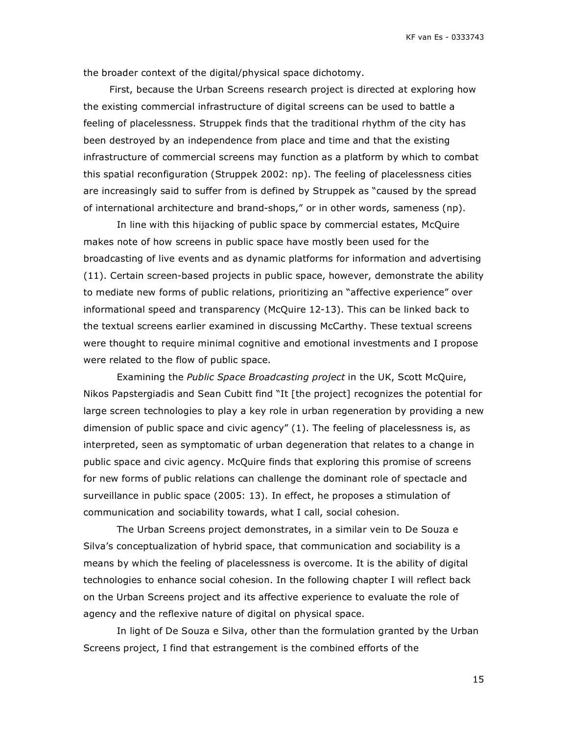the broader context of the digital/physical space dichotomy.

First, because the Urban Screens research project is directed at exploring how the existing commercial infrastructure of digital screens can be used to battle a feeling of placelessness. Struppek finds that the traditional rhythm of the city has been destroyed by an independence from place and time and that the existing infrastructure of commercial screens may function as a platform by which to combat this spatial reconfiguration (Struppek 2002: np). The feeling of placelessness cities are increasingly said to suffer from is defined by Struppek as "caused by the spread of international architecture and brand-shops," or in other words, sameness (np).

In line with this hijacking of public space by commercial estates, McQuire makes note of how screens in public space have mostly been used for the broadcasting of live events and as dynamic platforms for information and advertising (11). Certain screen-based projects in public space, however, demonstrate the ability to mediate new forms of public relations, prioritizing an "affective experience" over informational speed and transparency (McQuire 12-13). This can be linked back to the textual screens earlier examined in discussing McCarthy. These textual screens were thought to require minimal cognitive and emotional investments and I propose were related to the flow of public space.

Examining the *Public Space Broadcasting project* in the UK, Scott McQuire, Nikos Papstergiadis and Sean Cubitt find "It [the project] recognizes the potential for large screen technologies to play a key role in urban regeneration by providing a new dimension of public space and civic agency" (1). The feeling of placelessness is, as interpreted, seen as symptomatic of urban degeneration that relates to a change in public space and civic agency. McQuire finds that exploring this promise of screens for new forms of public relations can challenge the dominant role of spectacle and surveillance in public space (2005: 13). In effect, he proposes a stimulation of communication and sociability towards, what I call, social cohesion.

The Urban Screens project demonstrates, in a similar vein to De Souza e Silva's conceptualization of hybrid space, that communication and sociability is a means by which the feeling of placelessness is overcome. It is the ability of digital technologies to enhance social cohesion. In the following chapter I will reflect back on the Urban Screens project and its affective experience to evaluate the role of agency and the reflexive nature of digital on physical space.

In light of De Souza e Silva, other than the formulation granted by the Urban Screens project, I find that estrangement is the combined efforts of the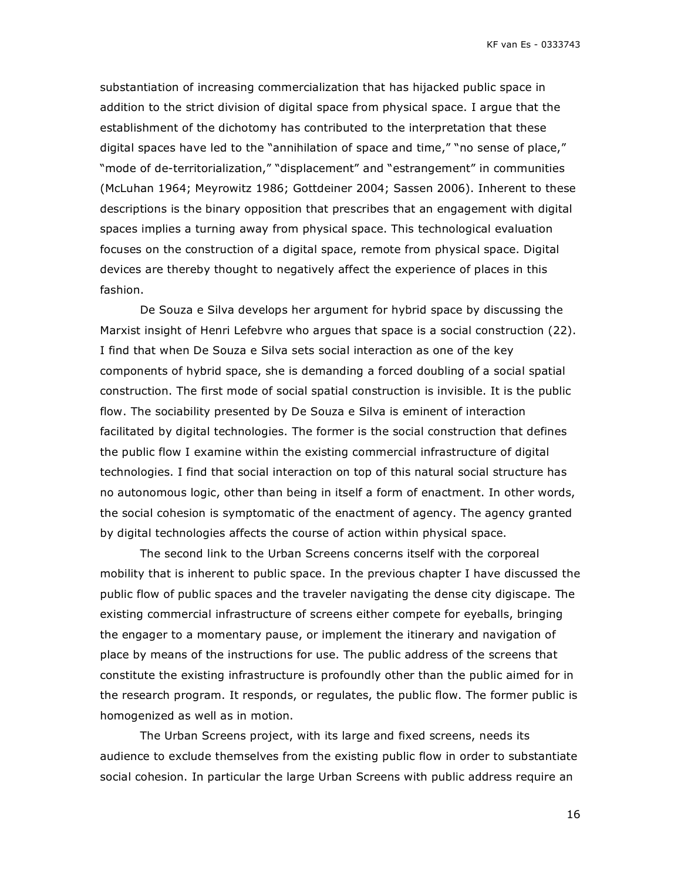substantiation of increasing commercialization that has hijacked public space in addition to the strict division of digital space from physical space. I argue that the establishment of the dichotomy has contributed to the interpretation that these digital spaces have led to the "annihilation of space and time," "no sense of place," "mode of de-territorialization," "displacement" and "estrangement" in communities (McLuhan 1964; Meyrowitz 1986; Gottdeiner 2004; Sassen 2006). Inherent to these descriptions is the binary opposition that prescribes that an engagement with digital spaces implies a turning away from physical space. This technological evaluation focuses on the construction of a digital space, remote from physical space. Digital devices are thereby thought to negatively affect the experience of places in this fashion.

De Souza e Silva develops her argument for hybrid space by discussing the Marxist insight of Henri Lefebvre who argues that space is a social construction (22). I find that when De Souza e Silva sets social interaction as one of the key components of hybrid space, she is demanding a forced doubling of a social spatial construction. The first mode of social spatial construction is invisible. It is the public flow. The sociability presented by De Souza e Silva is eminent of interaction facilitated by digital technologies. The former is the social construction that defines the public flow I examine within the existing commercial infrastructure of digital technologies. I find that social interaction on top of this natural social structure has no autonomous logic, other than being in itself a form of enactment. In other words, the social cohesion is symptomatic of the enactment of agency. The agency granted by digital technologies affects the course of action within physical space.

The second link to the Urban Screens concerns itself with the corporeal mobility that is inherent to public space. In the previous chapter I have discussed the public flow of public spaces and the traveler navigating the dense city digiscape. The existing commercial infrastructure of screens either compete for eyeballs, bringing the engager to a momentary pause, or implement the itinerary and navigation of place by means of the instructions for use. The public address of the screens that constitute the existing infrastructure is profoundly other than the public aimed for in the research program. It responds, or regulates, the public flow. The former public is homogenized as well as in motion.

The Urban Screens project, with its large and fixed screens, needs its audience to exclude themselves from the existing public flow in order to substantiate social cohesion. In particular the large Urban Screens with public address require an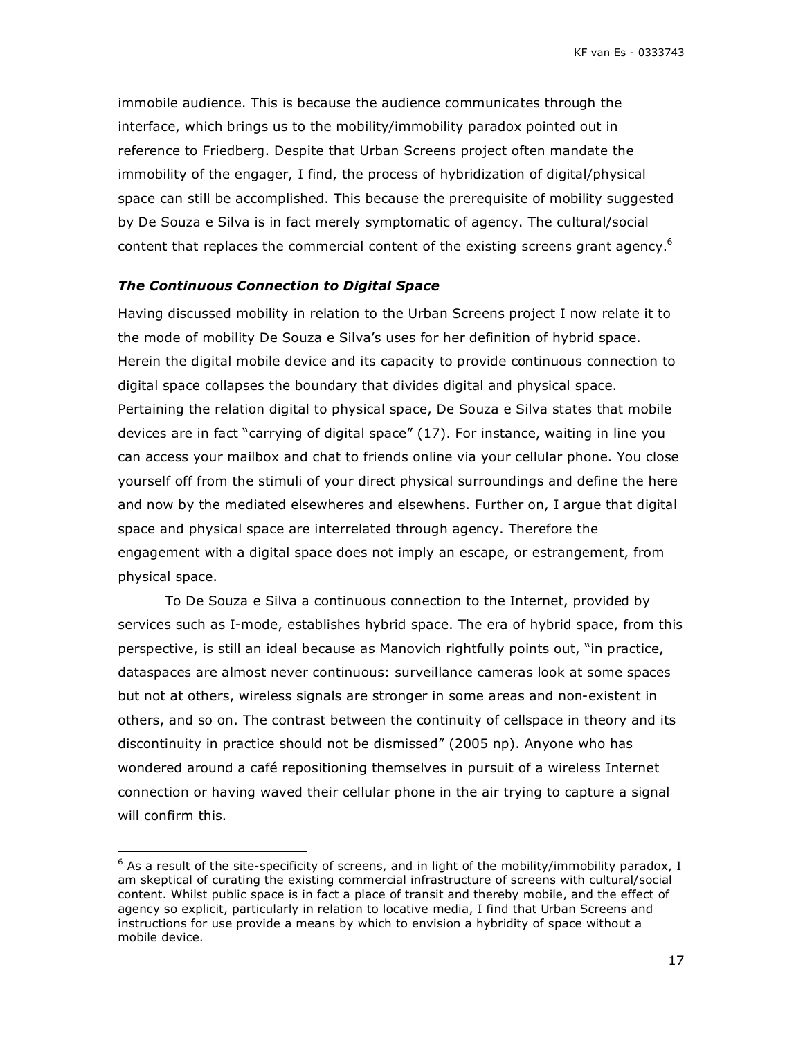immobile audience. This is because the audience communicates through the interface, which brings us to the mobility/immobility paradox pointed out in reference to Friedberg. Despite that Urban Screens project often mandate the immobility of the engager, I find, the process of hybridization of digital/physical space can still be accomplished. This because the prerequisite of mobility suggested by De Souza e Silva is in fact merely symptomatic of agency. The cultural/social content that replaces the commercial content of the existing screens grant agency.[6]

### *The Continuous Connection to Digital Space*

Having discussed mobility in relation to the Urban Screens project I now relate it to the mode of mobility De Souza e Silva's uses for her definition of hybrid space. Herein the digital mobile device and its capacity to provide continuous connection to digital space collapses the boundary that divides digital and physical space. Pertaining the relation digital to physical space, De Souza e Silva states that mobile devices are in fact "carrying of digital space" (17). For instance, waiting in line you can access your mailbox and chat to friends online via your cellular phone. You close yourself off from the stimuli of your direct physical surroundings and define the here and now by the mediated elsewheres and elsewhens. Further on, I argue that digital space and physical space are interrelated through agency. Therefore the engagement with a digital space does not imply an escape, or estrangement, from physical space.

To De Souza e Silva a continuous connection to the Internet, provided by services such as I-mode, establishes hybrid space. The era of hybrid space, from this perspective, is still an ideal because as Manovich rightfully points out, "in practice, dataspaces are almost never continuous: surveillance cameras look at some spaces but not at others, wireless signals are stronger in some areas and non-existent in others, and so on. The contrast between the continuity of cellspace in theory and its discontinuity in practice should not be dismissed" (2005 np). Anyone who has wondered around a café repositioning themselves in pursuit of a wireless Internet connection or having waved their cellular phone in the air trying to capture a signal will confirm this.

---

[6] As a result of the site-specificity of screens, and in light of the mobility/immobility paradox, I am skeptical of curating the existing commercial infrastructure of screens with cultural/social content. Whilst public space is in fact a place of transit and thereby mobile, and the effect of agency so explicit, particularly in relation to locative media, I find that Urban Screens and instructions for use provide a means by which to envision a hybridity of space without a mobile device.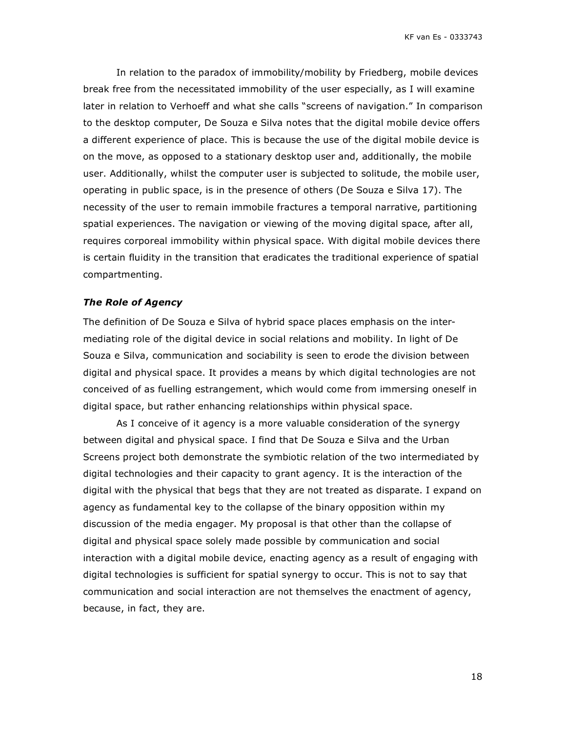In relation to the paradox of immobility/mobility by Friedberg, mobile devices break free from the necessitated immobility of the user especially, as I will examine later in relation to Verhoeff and what she calls "screens of navigation." In comparison to the desktop computer, De Souza e Silva notes that the digital mobile device offers a different experience of place. This is because the use of the digital mobile device is on the move, as opposed to a stationary desktop user and, additionally, the mobile user. Additionally, whilst the computer user is subjected to solitude, the mobile user, operating in public space, is in the presence of others (De Souza e Silva 17). The necessity of the user to remain immobile fractures a temporal narrative, partitioning spatial experiences. The navigation or viewing of the moving digital space, after all, requires corporeal immobility within physical space. With digital mobile devices there is certain fluidity in the transition that eradicates the traditional experience of spatial compartmenting.

### *The Role of Agency*

The definition of De Souza e Silva of hybrid space places emphasis on the inter-mediating role of the digital device in social relations and mobility. In light of De Souza e Silva, communication and sociability is seen to erode the division between digital and physical space. It provides a means by which digital technologies are not conceived of as fuelling estrangement, which would come from immersing oneself in digital space, but rather enhancing relationships within physical space.

As I conceive of it agency is a more valuable consideration of the synergy between digital and physical space. I find that De Souza e Silva and the Urban Screens project both demonstrate the symbiotic relation of the two intermediated by digital technologies and their capacity to grant agency. It is the interaction of the digital with the physical that begs that they are not treated as disparate. I expand on agency as fundamental key to the collapse of the binary opposition within my discussion of the media engager. My proposal is that other than the collapse of digital and physical space solely made possible by communication and social interaction with a digital mobile device, enacting agency as a result of engaging with digital technologies is sufficient for spatial synergy to occur. This is not to say that communication and social interaction are not themselves the enactment of agency, because, in fact, they are.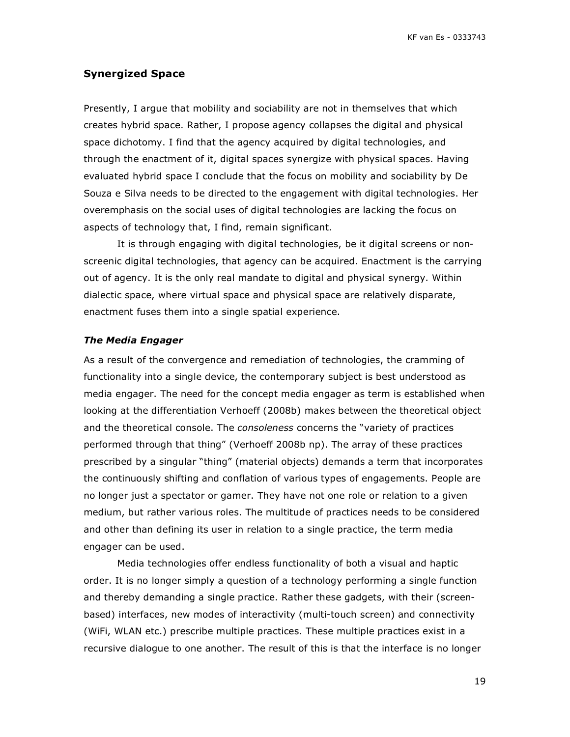## Synergized Space

Presently, I argue that mobility and sociability are not in themselves that which creates hybrid space. Rather, I propose agency collapses the digital and physical space dichotomy. I find that the agency acquired by digital technologies, and through the enactment of it, digital spaces synergize with physical spaces. Having evaluated hybrid space I conclude that the focus on mobility and sociability by De Souza e Silva needs to be directed to the engagement with digital technologies. Her overemphasis on the social uses of digital technologies are lacking the focus on aspects of technology that, I find, remain significant.

It is through engaging with digital technologies, be it digital screens or non-screenic digital technologies, that agency can be acquired. Enactment is the carrying out of agency. It is the only real mandate to digital and physical synergy. Within dialectic space, where virtual space and physical space are relatively disparate, enactment fuses them into a single spatial experience.

### *The Media Engager*

As a result of the convergence and remediation of technologies, the cramming of functionality into a single device, the contemporary subject is best understood as media engager. The need for the concept media engager as term is established when looking at the differentiation Verhoeff (2008b) makes between the theoretical object and the theoretical console. The *consoleness* concerns the "variety of practices performed through that thing" (Verhoeff 2008b np). The array of these practices prescribed by a singular "thing" (material objects) demands a term that incorporates the continuously shifting and conflation of various types of engagements. People are no longer just a spectator or gamer. They have not one role or relation to a given medium, but rather various roles. The multitude of practices needs to be considered and other than defining its user in relation to a single practice, the term media engager can be used.

Media technologies offer endless functionality of both a visual and haptic order. It is no longer simply a question of a technology performing a single function and thereby demanding a single practice. Rather these gadgets, with their (screen-based) interfaces, new modes of interactivity (multi-touch screen) and connectivity (WiFi, WLAN etc.) prescribe multiple practices. These multiple practices exist in a recursive dialogue to one another. The result of this is that the interface is no longer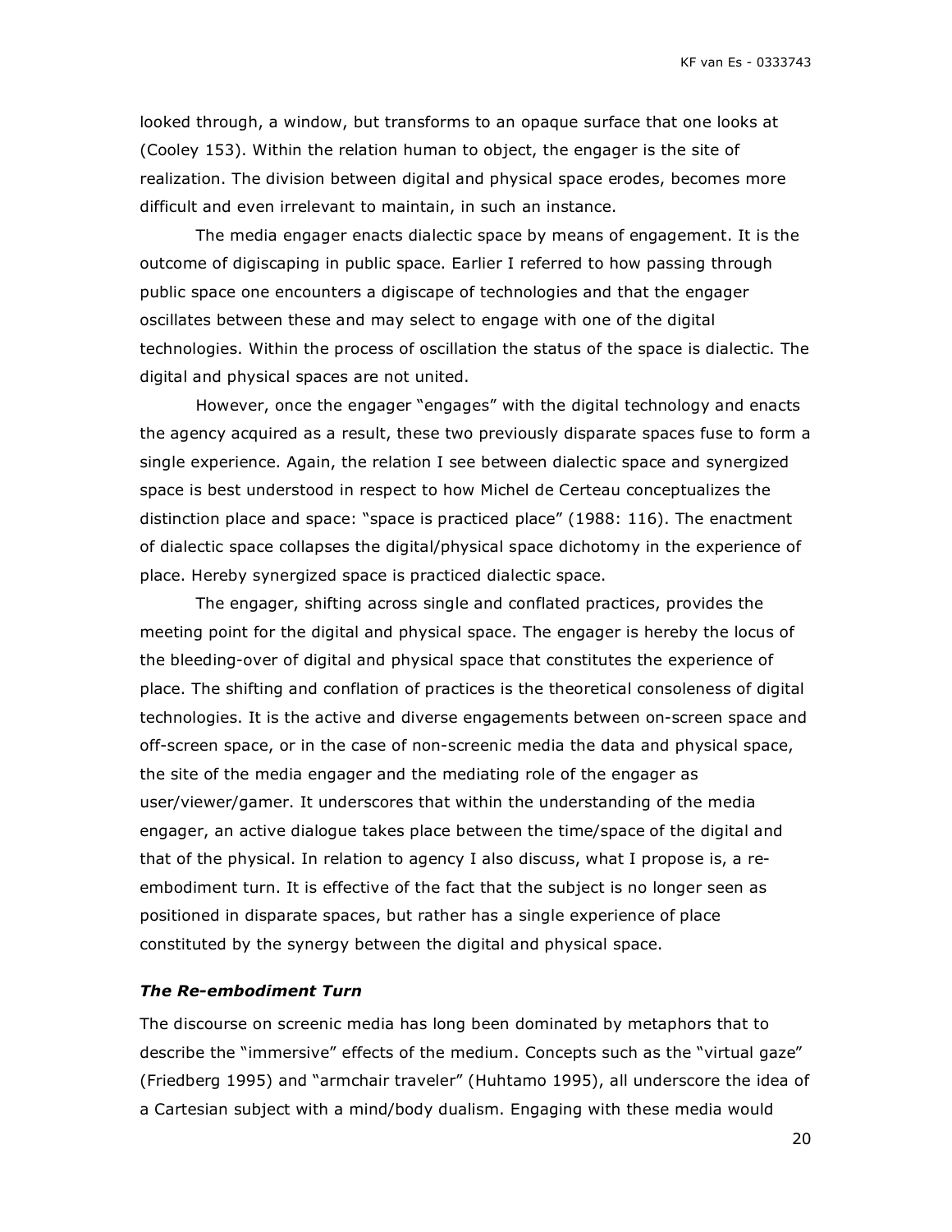looked through, a window, but transforms to an opaque surface that one looks at (Cooley 153). Within the relation human to object, the engager is the site of realization. The division between digital and physical space erodes, becomes more difficult and even irrelevant to maintain, in such an instance.

The media engager enacts dialectic space by means of engagement. It is the outcome of digiscaping in public space. Earlier I referred to how passing through public space one encounters a digiscape of technologies and that the engager oscillates between these and may select to engage with one of the digital technologies. Within the process of oscillation the status of the space is dialectic. The digital and physical spaces are not united.

However, once the engager "engages" with the digital technology and enacts the agency acquired as a result, these two previously disparate spaces fuse to form a single experience. Again, the relation I see between dialectic space and synergized space is best understood in respect to how Michel de Certeau conceptualizes the distinction place and space: "space is practiced place" (1988: 116). The enactment of dialectic space collapses the digital/physical space dichotomy in the experience of place. Hereby synergized space is practiced dialectic space.

The engager, shifting across single and conflated practices, provides the meeting point for the digital and physical space. The engager is hereby the locus of the bleeding-over of digital and physical space that constitutes the experience of place. The shifting and conflation of practices is the theoretical consoleness of digital technologies. It is the active and diverse engagements between on-screen space and off-screen space, or in the case of non-screenic media the data and physical space, the site of the media engager and the mediating role of the engager as user/viewer/gamer. It underscores that within the understanding of the media engager, an active dialogue takes place between the time/space of the digital and that of the physical. In relation to agency I also discuss, what I propose is, a re-embodiment turn. It is effective of the fact that the subject is no longer seen as positioned in disparate spaces, but rather has a single experience of place constituted by the synergy between the digital and physical space.

### *The Re-embodiment Turn*

The discourse on screenic media has long been dominated by metaphors that to describe the "immersive" effects of the medium. Concepts such as the "virtual gaze" (Friedberg 1995) and "armchair traveler" (Huhtamo 1995), all underscore the idea of a Cartesian subject with a mind/body dualism. Engaging with these media would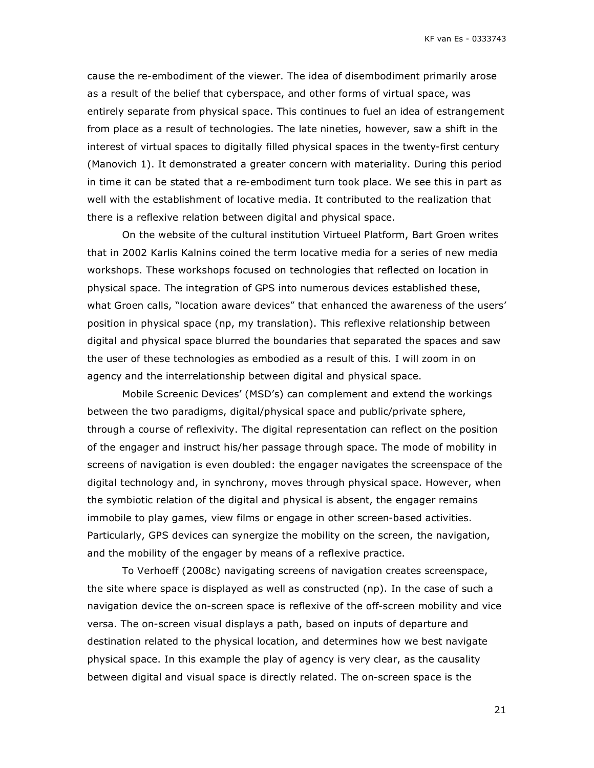cause the re-embodiment of the viewer. The idea of disembodiment primarily arose as a result of the belief that cyberspace, and other forms of virtual space, was entirely separate from physical space. This continues to fuel an idea of estrangement from place as a result of technologies. The late nineties, however, saw a shift in the interest of virtual spaces to digitally filled physical spaces in the twenty-first century (Manovich 1). It demonstrated a greater concern with materiality. During this period in time it can be stated that a re-embodiment turn took place. We see this in part as well with the establishment of locative media. It contributed to the realization that there is a reflexive relation between digital and physical space.

On the website of the cultural institution Virtueel Platform, Bart Groen writes that in 2002 Karlis Kalnins coined the term locative media for a series of new media workshops. These workshops focused on technologies that reflected on location in physical space. The integration of GPS into numerous devices established these, what Groen calls, "location aware devices" that enhanced the awareness of the users' position in physical space (np, my translation). This reflexive relationship between digital and physical space blurred the boundaries that separated the spaces and saw the user of these technologies as embodied as a result of this. I will zoom in on agency and the interrelationship between digital and physical space.

Mobile Screenic Devices' (MSD's) can complement and extend the workings between the two paradigms, digital/physical space and public/private sphere, through a course of reflexivity. The digital representation can reflect on the position of the engager and instruct his/her passage through space. The mode of mobility in screens of navigation is even doubled: the engager navigates the screenspace of the digital technology and, in synchrony, moves through physical space. However, when the symbiotic relation of the digital and physical is absent, the engager remains immobile to play games, view films or engage in other screen-based activities. Particularly, GPS devices can synergize the mobility on the screen, the navigation, and the mobility of the engager by means of a reflexive practice.

To Verhoeff (2008c) navigating screens of navigation creates screenspace, the site where space is displayed as well as constructed (np). In the case of such a navigation device the on-screen space is reflexive of the off-screen mobility and vice versa. The on-screen visual displays a path, based on inputs of departure and destination related to the physical location, and determines how we best navigate physical space. In this example the play of agency is very clear, as the causality between digital and visual space is directly related. The on-screen space is the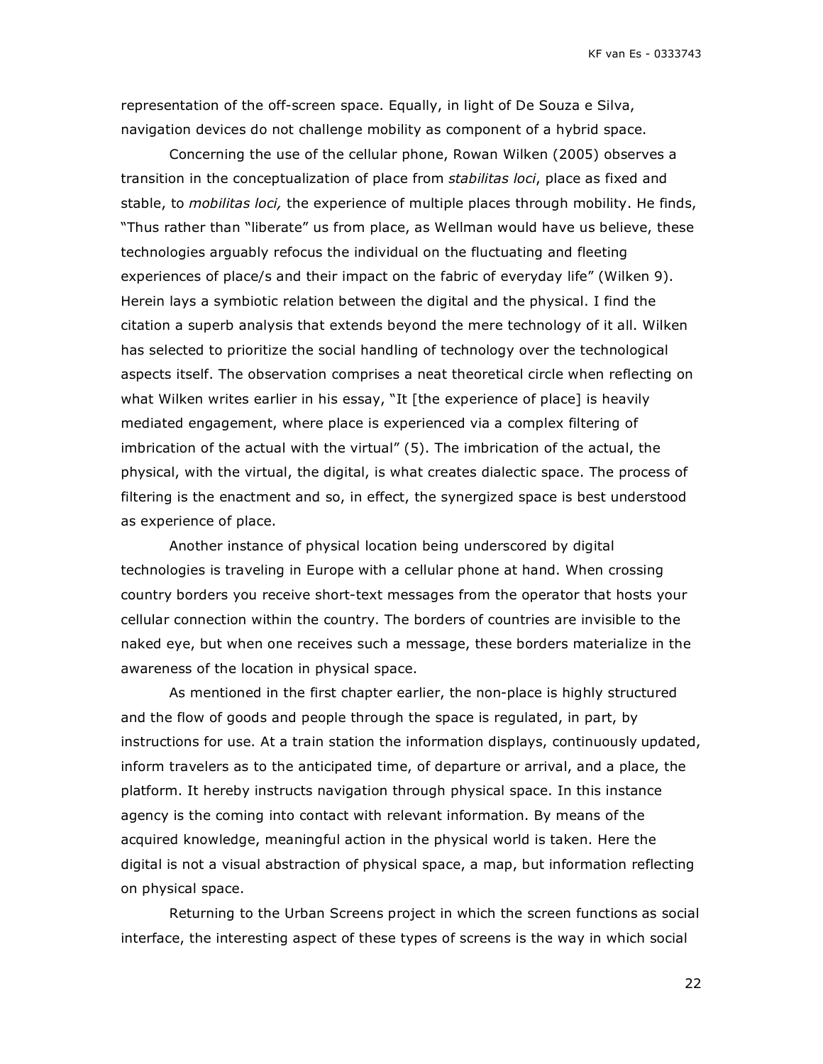representation of the off-screen space. Equally, in light of De Souza e Silva, navigation devices do not challenge mobility as component of a hybrid space.

Concerning the use of the cellular phone, Rowan Wilken (2005) observes a transition in the conceptualization of place from *stabilitas loci*, place as fixed and stable, to *mobilitas loci,* the experience of multiple places through mobility. He finds, "Thus rather than "liberate" us from place, as Wellman would have us believe, these technologies arguably refocus the individual on the fluctuating and fleeting experiences of place/s and their impact on the fabric of everyday life" (Wilken 9). Herein lays a symbiotic relation between the digital and the physical. I find the citation a superb analysis that extends beyond the mere technology of it all. Wilken has selected to prioritize the social handling of technology over the technological aspects itself. The observation comprises a neat theoretical circle when reflecting on what Wilken writes earlier in his essay, "It [the experience of place] is heavily mediated engagement, where place is experienced via a complex filtering of imbrication of the actual with the virtual" (5). The imbrication of the actual, the physical, with the virtual, the digital, is what creates dialectic space. The process of filtering is the enactment and so, in effect, the synergized space is best understood as experience of place.

Another instance of physical location being underscored by digital technologies is traveling in Europe with a cellular phone at hand. When crossing country borders you receive short-text messages from the operator that hosts your cellular connection within the country. The borders of countries are invisible to the naked eye, but when one receives such a message, these borders materialize in the awareness of the location in physical space.

As mentioned in the first chapter earlier, the non-place is highly structured and the flow of goods and people through the space is regulated, in part, by instructions for use. At a train station the information displays, continuously updated, inform travelers as to the anticipated time, of departure or arrival, and a place, the platform. It hereby instructs navigation through physical space. In this instance agency is the coming into contact with relevant information. By means of the acquired knowledge, meaningful action in the physical world is taken. Here the digital is not a visual abstraction of physical space, a map, but information reflecting on physical space.

Returning to the Urban Screens project in which the screen functions as social interface, the interesting aspect of these types of screens is the way in which social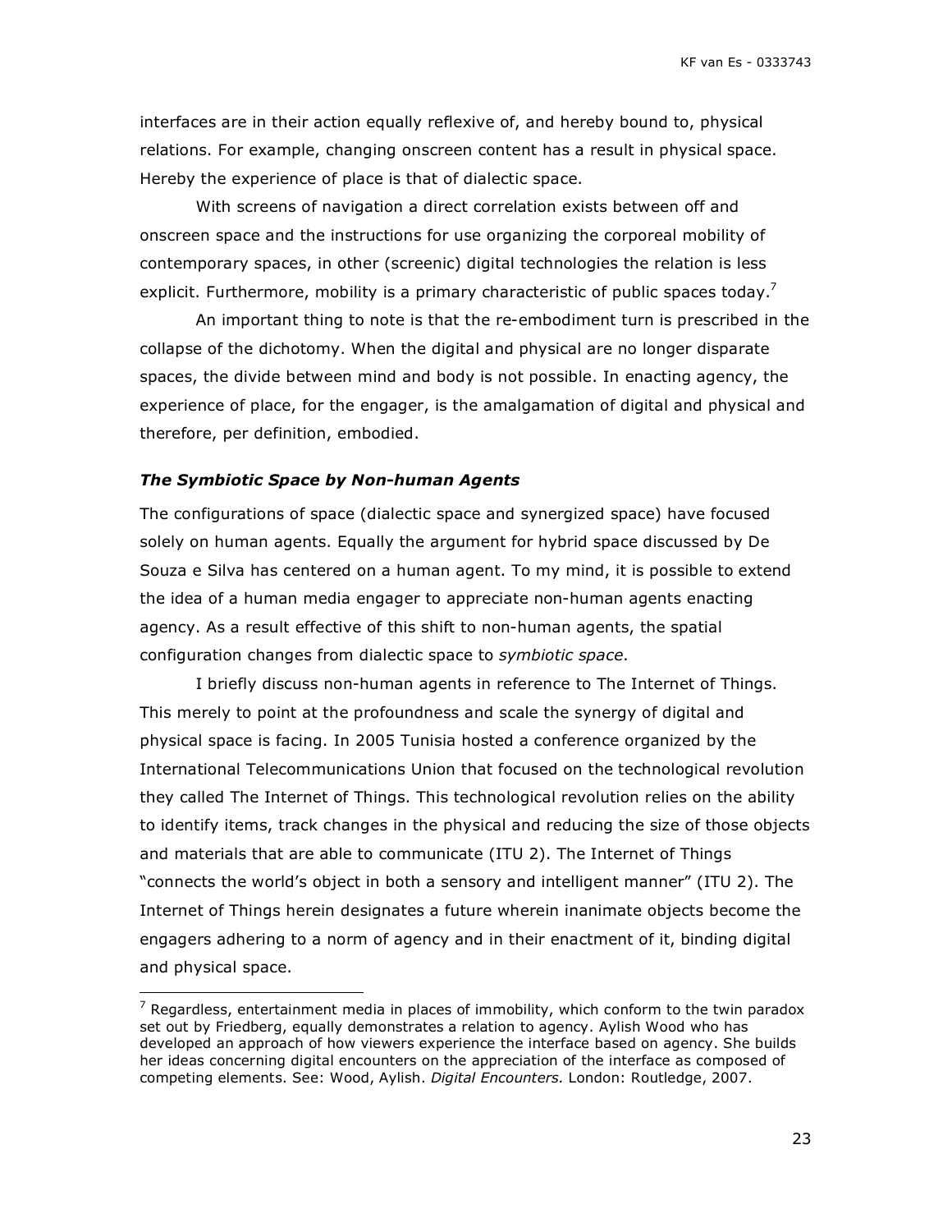interfaces are in their action equally reflexive of, and hereby bound to, physical relations. For example, changing onscreen content has a result in physical space. Hereby the experience of place is that of dialectic space.

With screens of navigation a direct correlation exists between off and onscreen space and the instructions for use organizing the corporeal mobility of contemporary spaces, in other (screenic) digital technologies the relation is less explicit. Furthermore, mobility is a primary characteristic of public spaces today.[7]

An important thing to note is that the re-embodiment turn is prescribed in the collapse of the dichotomy. When the digital and physical are no longer disparate spaces, the divide between mind and body is not possible. In enacting agency, the experience of place, for the engager, is the amalgamation of digital and physical and therefore, per definition, embodied.

### ***The Symbiotic Space by Non-human Agents***

The configurations of space (dialectic space and synergized space) have focused solely on human agents. Equally the argument for hybrid space discussed by De Souza e Silva has centered on a human agent. To my mind, it is possible to extend the idea of a human media engager to appreciate non-human agents enacting agency. As a result effective of this shift to non-human agents, the spatial configuration changes from dialectic space to *symbiotic space*.

I briefly discuss non-human agents in reference to The Internet of Things. This merely to point at the profoundness and scale the synergy of digital and physical space is facing. In 2005 Tunisia hosted a conference organized by the International Telecommunications Union that focused on the technological revolution they called The Internet of Things. This technological revolution relies on the ability to identify items, track changes in the physical and reducing the size of those objects and materials that are able to communicate (ITU 2). The Internet of Things "connects the world's object in both a sensory and intelligent manner" (ITU 2). The Internet of Things herein designates a future wherein inanimate objects become the engagers adhering to a norm of agency and in their enactment of it, binding digital and physical space.

---

[7] Regardless, entertainment media in places of immobility, which conform to the twin paradox set out by Friedberg, equally demonstrates a relation to agency. Aylish Wood who has developed an approach of how viewers experience the interface based on agency. She builds her ideas concerning digital encounters on the appreciation of the interface as composed of competing elements. See: Wood, Aylish. *Digital Encounters.* London: Routledge, 2007.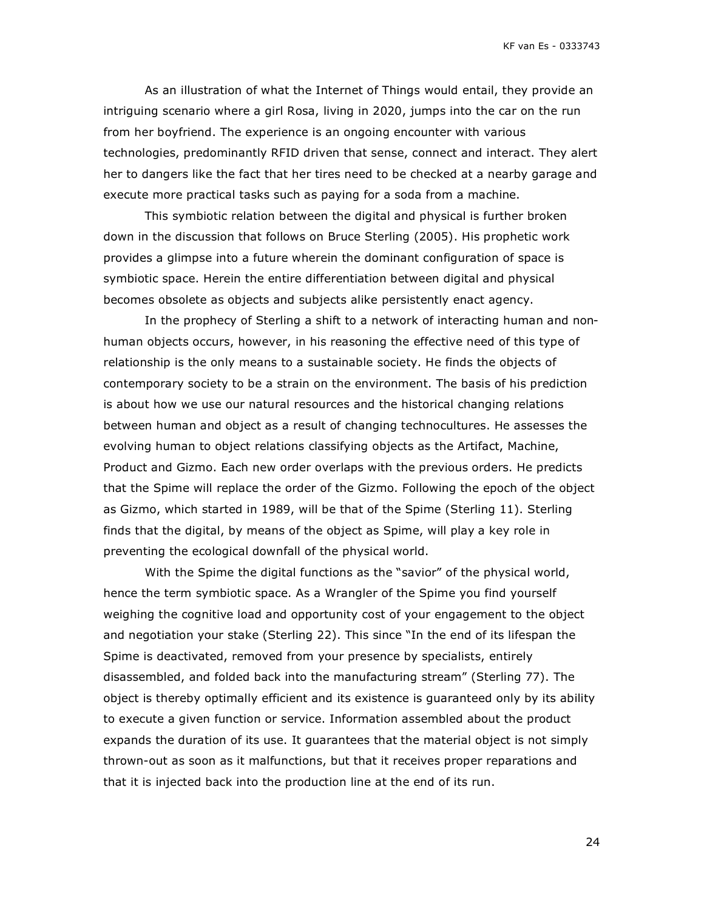As an illustration of what the Internet of Things would entail, they provide an intriguing scenario where a girl Rosa, living in 2020, jumps into the car on the run from her boyfriend. The experience is an ongoing encounter with various technologies, predominantly RFID driven that sense, connect and interact. They alert her to dangers like the fact that her tires need to be checked at a nearby garage and execute more practical tasks such as paying for a soda from a machine.

This symbiotic relation between the digital and physical is further broken down in the discussion that follows on Bruce Sterling (2005). His prophetic work provides a glimpse into a future wherein the dominant configuration of space is symbiotic space. Herein the entire differentiation between digital and physical becomes obsolete as objects and subjects alike persistently enact agency.

In the prophecy of Sterling a shift to a network of interacting human and non-human objects occurs, however, in his reasoning the effective need of this type of relationship is the only means to a sustainable society. He finds the objects of contemporary society to be a strain on the environment. The basis of his prediction is about how we use our natural resources and the historical changing relations between human and object as a result of changing technocultures. He assesses the evolving human to object relations classifying objects as the Artifact, Machine, Product and Gizmo. Each new order overlaps with the previous orders. He predicts that the Spime will replace the order of the Gizmo. Following the epoch of the object as Gizmo, which started in 1989, will be that of the Spime (Sterling 11). Sterling finds that the digital, by means of the object as Spime, will play a key role in preventing the ecological downfall of the physical world.

With the Spime the digital functions as the "savior" of the physical world, hence the term symbiotic space. As a Wrangler of the Spime you find yourself weighing the cognitive load and opportunity cost of your engagement to the object and negotiation your stake (Sterling 22). This since "In the end of its lifespan the Spime is deactivated, removed from your presence by specialists, entirely disassembled, and folded back into the manufacturing stream" (Sterling 77). The object is thereby optimally efficient and its existence is guaranteed only by its ability to execute a given function or service. Information assembled about the product expands the duration of its use. It guarantees that the material object is not simply thrown-out as soon as it malfunctions, but that it receives proper reparations and that it is injected back into the production line at the end of its run.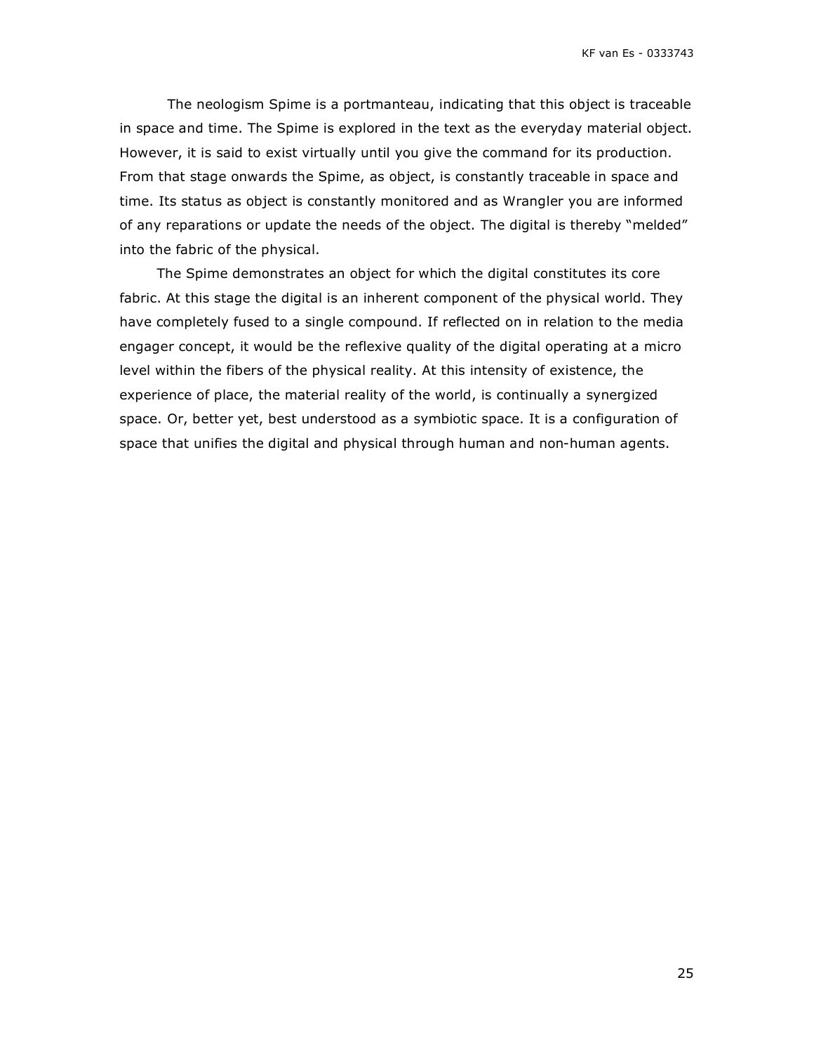The neologism Spime is a portmanteau, indicating that this object is traceable in space and time. The Spime is explored in the text as the everyday material object. However, it is said to exist virtually until you give the command for its production. From that stage onwards the Spime, as object, is constantly traceable in space and time. Its status as object is constantly monitored and as Wrangler you are informed of any reparations or update the needs of the object. The digital is thereby "melded" into the fabric of the physical.

The Spime demonstrates an object for which the digital constitutes its core fabric. At this stage the digital is an inherent component of the physical world. They have completely fused to a single compound. If reflected on in relation to the media engager concept, it would be the reflexive quality of the digital operating at a micro level within the fibers of the physical reality. At this intensity of existence, the experience of place, the material reality of the world, is continually a synergized space. Or, better yet, best understood as a symbiotic space. It is a configuration of space that unifies the digital and physical through human and non-human agents.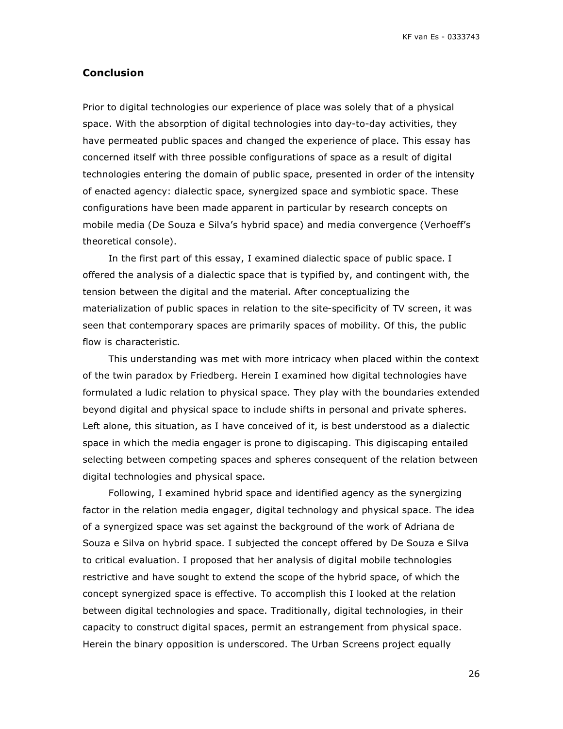## Conclusion

Prior to digital technologies our experience of place was solely that of a physical space. With the absorption of digital technologies into day-to-day activities, they have permeated public spaces and changed the experience of place. This essay has concerned itself with three possible configurations of space as a result of digital technologies entering the domain of public space, presented in order of the intensity of enacted agency: dialectic space, synergized space and symbiotic space. These configurations have been made apparent in particular by research concepts on mobile media (De Souza e Silva's hybrid space) and media convergence (Verhoeff's theoretical console).

In the first part of this essay, I examined dialectic space of public space. I offered the analysis of a dialectic space that is typified by, and contingent with, the tension between the digital and the material. After conceptualizing the materialization of public spaces in relation to the site-specificity of TV screen, it was seen that contemporary spaces are primarily spaces of mobility. Of this, the public flow is characteristic.

This understanding was met with more intricacy when placed within the context of the twin paradox by Friedberg. Herein I examined how digital technologies have formulated a ludic relation to physical space. They play with the boundaries extended beyond digital and physical space to include shifts in personal and private spheres. Left alone, this situation, as I have conceived of it, is best understood as a dialectic space in which the media engager is prone to digiscaping. This digiscaping entailed selecting between competing spaces and spheres consequent of the relation between digital technologies and physical space.

Following, I examined hybrid space and identified agency as the synergizing factor in the relation media engager, digital technology and physical space. The idea of a synergized space was set against the background of the work of Adriana de Souza e Silva on hybrid space. I subjected the concept offered by De Souza e Silva to critical evaluation. I proposed that her analysis of digital mobile technologies restrictive and have sought to extend the scope of the hybrid space, of which the concept synergized space is effective. To accomplish this I looked at the relation between digital technologies and space. Traditionally, digital technologies, in their capacity to construct digital spaces, permit an estrangement from physical space. Herein the binary opposition is underscored. The Urban Screens project equally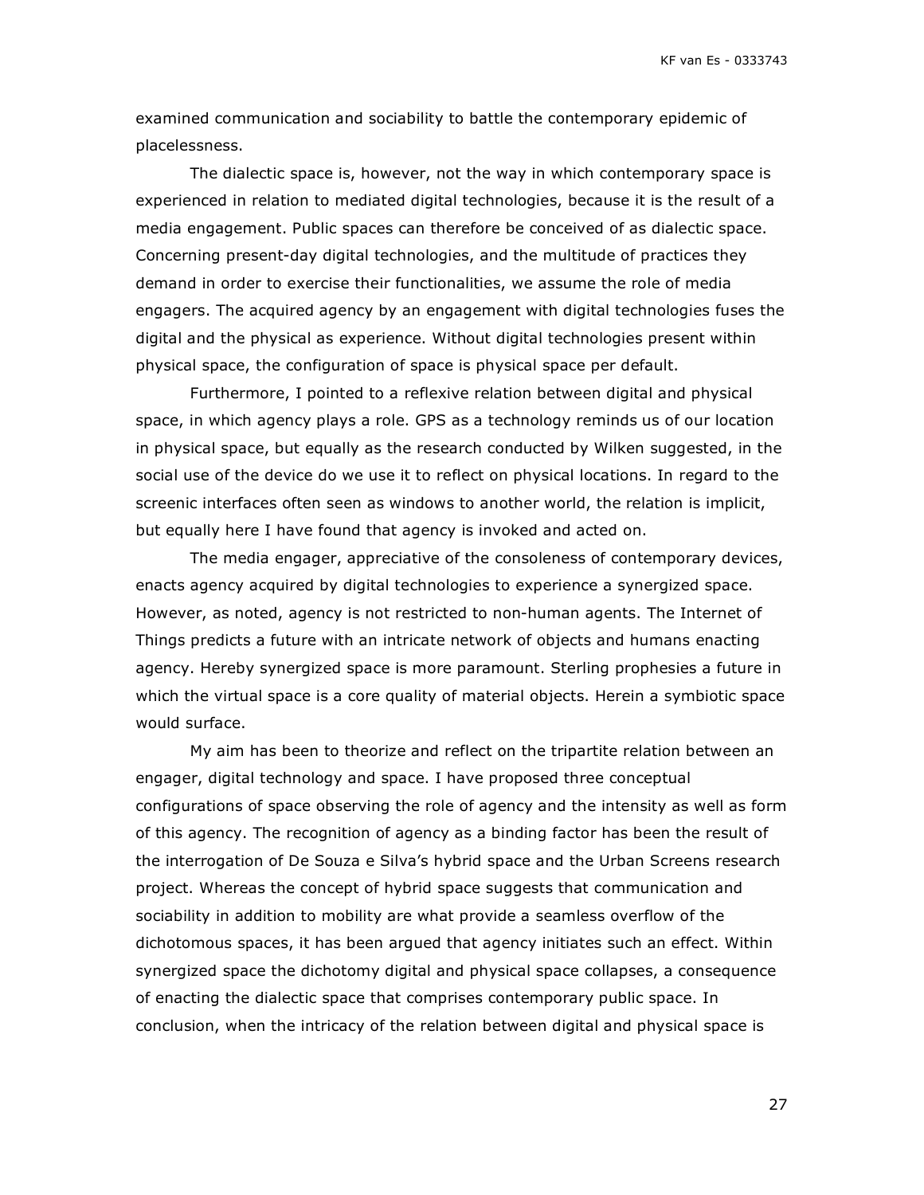examined communication and sociability to battle the contemporary epidemic of placelessness.

The dialectic space is, however, not the way in which contemporary space is experienced in relation to mediated digital technologies, because it is the result of a media engagement. Public spaces can therefore be conceived of as dialectic space. Concerning present-day digital technologies, and the multitude of practices they demand in order to exercise their functionalities, we assume the role of media engagers. The acquired agency by an engagement with digital technologies fuses the digital and the physical as experience. Without digital technologies present within physical space, the configuration of space is physical space per default.

Furthermore, I pointed to a reflexive relation between digital and physical space, in which agency plays a role. GPS as a technology reminds us of our location in physical space, but equally as the research conducted by Wilken suggested, in the social use of the device do we use it to reflect on physical locations. In regard to the screenic interfaces often seen as windows to another world, the relation is implicit, but equally here I have found that agency is invoked and acted on.

The media engager, appreciative of the consoleness of contemporary devices, enacts agency acquired by digital technologies to experience a synergized space. However, as noted, agency is not restricted to non-human agents. The Internet of Things predicts a future with an intricate network of objects and humans enacting agency. Hereby synergized space is more paramount. Sterling prophesies a future in which the virtual space is a core quality of material objects. Herein a symbiotic space would surface.

My aim has been to theorize and reflect on the tripartite relation between an engager, digital technology and space. I have proposed three conceptual configurations of space observing the role of agency and the intensity as well as form of this agency. The recognition of agency as a binding factor has been the result of the interrogation of De Souza e Silva's hybrid space and the Urban Screens research project. Whereas the concept of hybrid space suggests that communication and sociability in addition to mobility are what provide a seamless overflow of the dichotomous spaces, it has been argued that agency initiates such an effect. Within synergized space the dichotomy digital and physical space collapses, a consequence of enacting the dialectic space that comprises contemporary public space. In conclusion, when the intricacy of the relation between digital and physical space is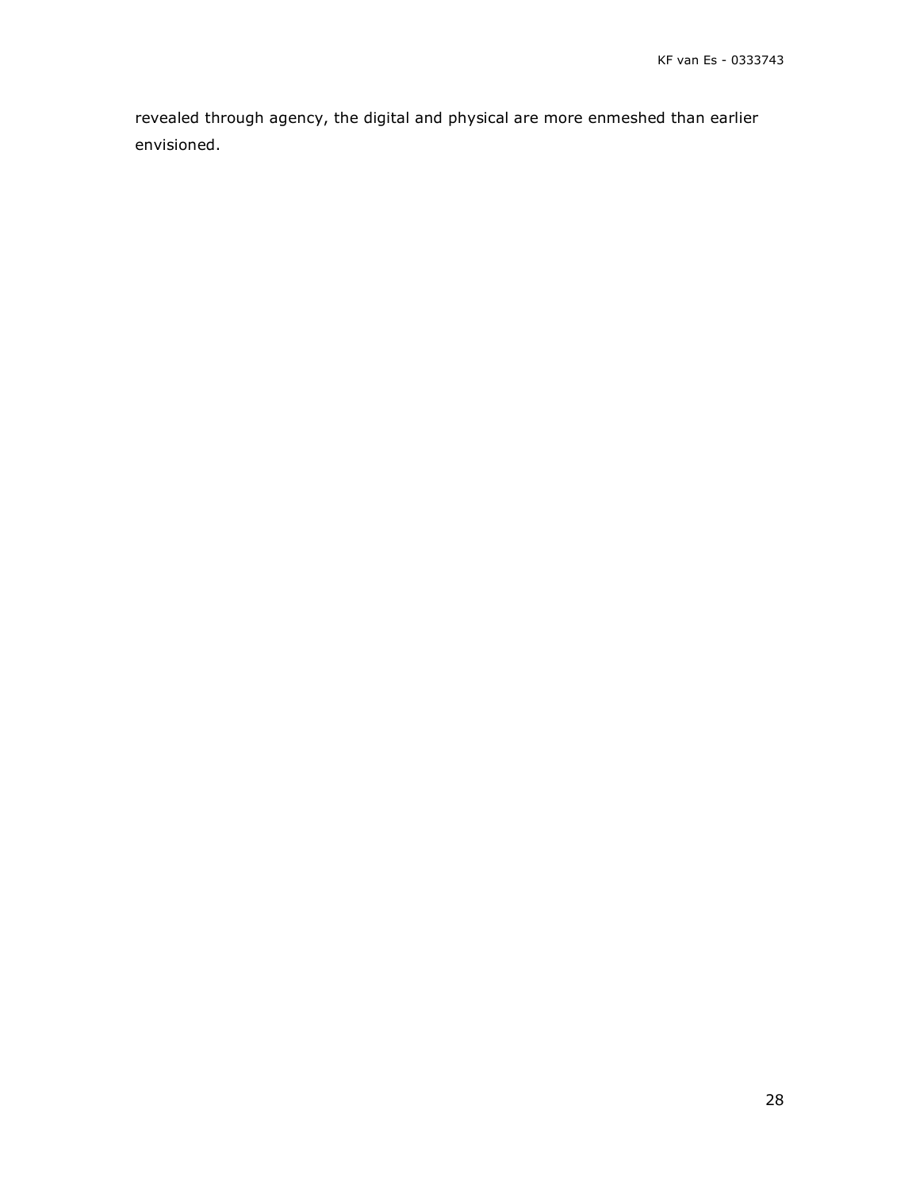revealed through agency, the digital and physical are more enmeshed than earlier envisioned.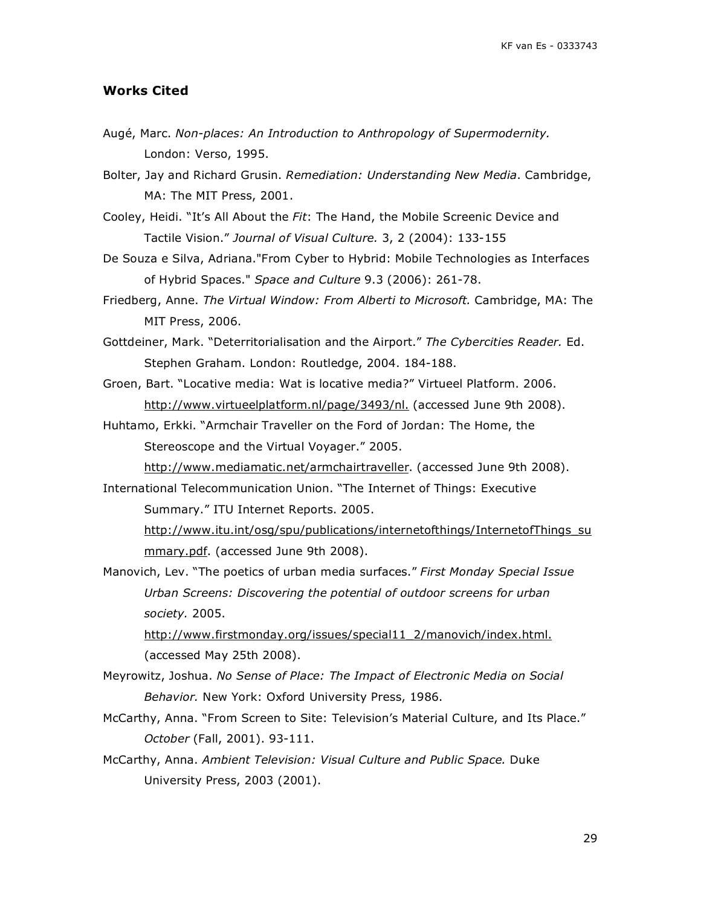## Works Cited

Augé, Marc. *Non-places: An Introduction to Anthropology of Supermodernity.* London: Verso, 1995.

Bolter, Jay and Richard Grusin. *Remediation: Understanding New Media*. Cambridge, MA: The MIT Press, 2001.

Cooley, Heidi. "It's All About the *Fit*: The Hand, the Mobile Screenic Device and Tactile Vision." *Journal of Visual Culture.* 3, 2 (2004): 133-155

De Souza e Silva, Adriana."From Cyber to Hybrid: Mobile Technologies as Interfaces of Hybrid Spaces." *Space and Culture* 9.3 (2006): 261-78.

Friedberg, Anne. *The Virtual Window: From Alberti to Microsoft.* Cambridge, MA: The MIT Press, 2006.

Gottdeiner, Mark. "Deterritorialisation and the Airport." *The Cybercities Reader.* Ed. Stephen Graham. London: Routledge, 2004. 184-188.

Groen, Bart. "Locative media: Wat is locative media?" Virtueel Platform. 2006. http://www.virtueelplatform.nl/page/3493/nl. (accessed June 9th 2008).

Huhtamo, Erkki. "Armchair Traveller on the Ford of Jordan: The Home, the Stereoscope and the Virtual Voyager." 2005. http://www.mediamatic.net/armchairtraveller. (accessed June 9th 2008).

International Telecommunication Union. "The Internet of Things: Executive Summary." ITU Internet Reports. 2005. http://www.itu.int/osg/spu/publications/internetofthings/InternetofThings_summary.pdf. (accessed June 9th 2008).

Manovich, Lev. "The poetics of urban media surfaces." *First Monday Special Issue Urban Screens: Discovering the potential of outdoor screens for urban society.* 2005. http://www.firstmonday.org/issues/special11_2/manovich/index.html. (accessed May 25th 2008).

Meyrowitz, Joshua. *No Sense of Place: The Impact of Electronic Media on Social Behavior.* New York: Oxford University Press, 1986.

McCarthy, Anna. "From Screen to Site: Television's Material Culture, and Its Place." *October* (Fall, 2001). 93-111.

McCarthy, Anna. *Ambient Television: Visual Culture and Public Space.* Duke University Press, 2003 (2001).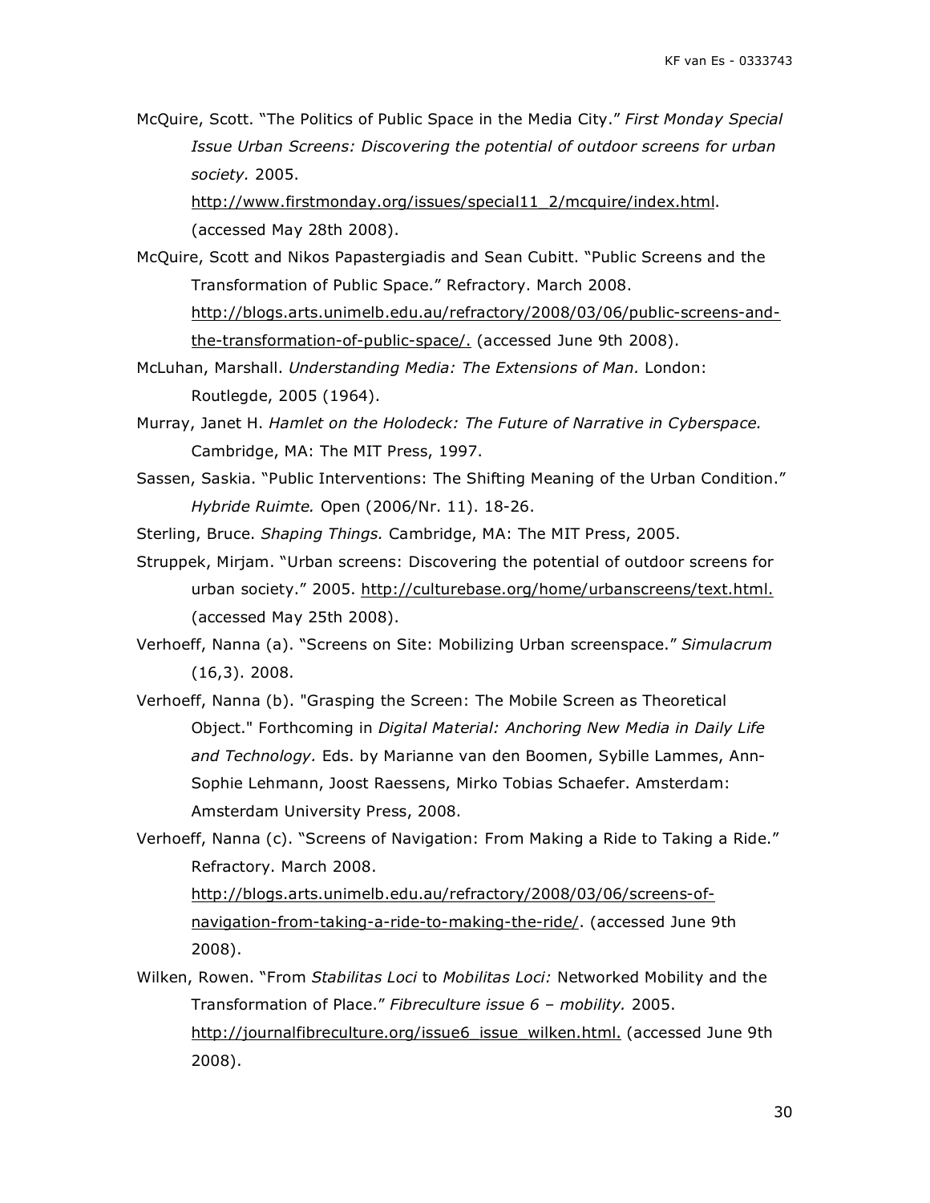McQuire, Scott. "The Politics of Public Space in the Media City." *First Monday Special Issue Urban Screens: Discovering the potential of outdoor screens for urban society.* 2005. http://www.firstmonday.org/issues/special11_2/mcquire/index.html. (accessed May 28th 2008).

McQuire, Scott and Nikos Papastergiadis and Sean Cubitt. "Public Screens and the Transformation of Public Space." Refractory. March 2008. http://blogs.arts.unimelb.edu.au/refractory/2008/03/06/public-screens-and-the-transformation-of-public-space/. (accessed June 9th 2008).

McLuhan, Marshall. *Understanding Media: The Extensions of Man.* London: Routlegde, 2005 (1964).

Murray, Janet H. *Hamlet on the Holodeck: The Future of Narrative in Cyberspace.* Cambridge, MA: The MIT Press, 1997.

Sassen, Saskia. "Public Interventions: The Shifting Meaning of the Urban Condition." *Hybride Ruimte.* Open (2006/Nr. 11). 18-26.

Sterling, Bruce. *Shaping Things.* Cambridge, MA: The MIT Press, 2005.

Struppek, Mirjam. "Urban screens: Discovering the potential of outdoor screens for urban society." 2005. http://culturebase.org/home/urbanscreens/text.html. (accessed May 25th 2008).

Verhoeff, Nanna (a). "Screens on Site: Mobilizing Urban screenspace." *Simulacrum* (16,3). 2008.

Verhoeff, Nanna (b). "Grasping the Screen: The Mobile Screen as Theoretical Object." Forthcoming in *Digital Material: Anchoring New Media in Daily Life and Technology.* Eds. by Marianne van den Boomen, Sybille Lammes, Ann-Sophie Lehmann, Joost Raessens, Mirko Tobias Schaefer. Amsterdam: Amsterdam University Press, 2008.

Verhoeff, Nanna (c). "Screens of Navigation: From Making a Ride to Taking a Ride." Refractory. March 2008. http://blogs.arts.unimelb.edu.au/refractory/2008/03/06/screens-of-navigation-from-taking-a-ride-to-making-the-ride/. (accessed June 9th 2008).

Wilken, Rowen. "From *Stabilitas Loci* to *Mobilitas Loci:* Networked Mobility and the Transformation of Place." *Fibreculture issue 6 – mobility.* 2005. http://journalfibreculture.org/issue6_issue_wilken.html. (accessed June 9th 2008).